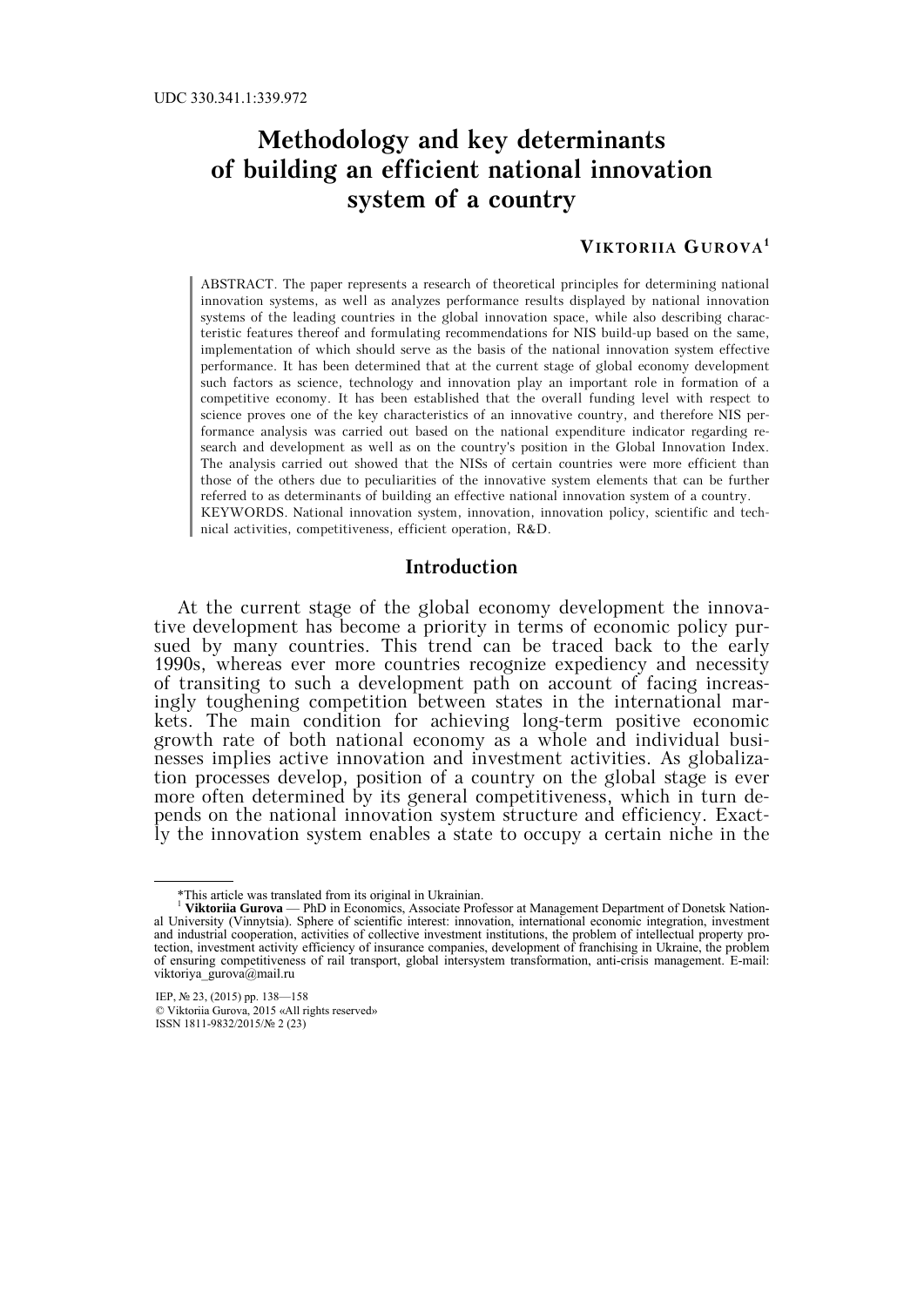UDC 330.341.1:339.972

# Methodology and key determinants of building an efficient national innovation system of a country

**VIKTORIIA GUROVA**[1]

ABSTRACT. The paper represents a research of theoretical principles for determining national innovation systems, as well as analyzes performance results displayed by national innovation systems of the leading countries in the global innovation space, while also describing characteristic features thereof and formulating recommendations for NIS build-up based on the same, implementation of which should serve as the basis of the national innovation system effective performance. It has been determined that at the current stage of global economy development such factors as science, technology and innovation play an important role in formation of a competitive economy. It has been established that the overall funding level with respect to science proves one of the key characteristics of an innovative country, and therefore NIS performance analysis was carried out based on the national expenditure indicator regarding research and development as well as on the country's position in the Global Innovation Index. The analysis carried out showed that the NISs of certain countries were more efficient than those of the others due to peculiarities of the innovative system elements that can be further referred to as determinants of building an effective national innovation system of a country.

KEYWORDS. National innovation system, innovation, innovation policy, scientific and technical activities, competitiveness, efficient operation, R&D.

## Introduction

At the current stage of the global economy development the innovative development has become a priority in terms of economic policy pursued by many countries. This trend can be traced back to the early 1990s, whereas ever more countries recognize expediency and necessity of transiting to such a development path on account of facing increasingly toughening competition between states in the international markets. The main condition for achieving long-term positive economic growth rate of both national economy as a whole and individual businesses implies active innovation and investment activities. As globalization processes develop, position of a country on the global stage is ever more often determined by its general competitiveness, which in turn depends on the national innovation system structure and efficiency. Exactly the innovation system enables a state to occupy a certain niche in the

---

*This article was translated from its original in Ukrainian.

[1] **Viktoriia Gurova** — PhD in Economics, Associate Professor at Management Department of Donetsk National University (Vinnytsia). Sphere of scientific interest: innovation, international economic integration, investment and industrial cooperation, activities of collective investment institutions, the problem of intellectual property protection, investment activity efficiency of insurance companies, development of franchising in Ukraine, the problem of ensuring competitiveness of rail transport, global intersystem transformation, anti-crisis management. E-mail: viktoriya_gurova@mail.ru

© Viktoriia Gurova, 2015 «All rights reserved»
ISSN 1811-9832/2015/№ 2 (23)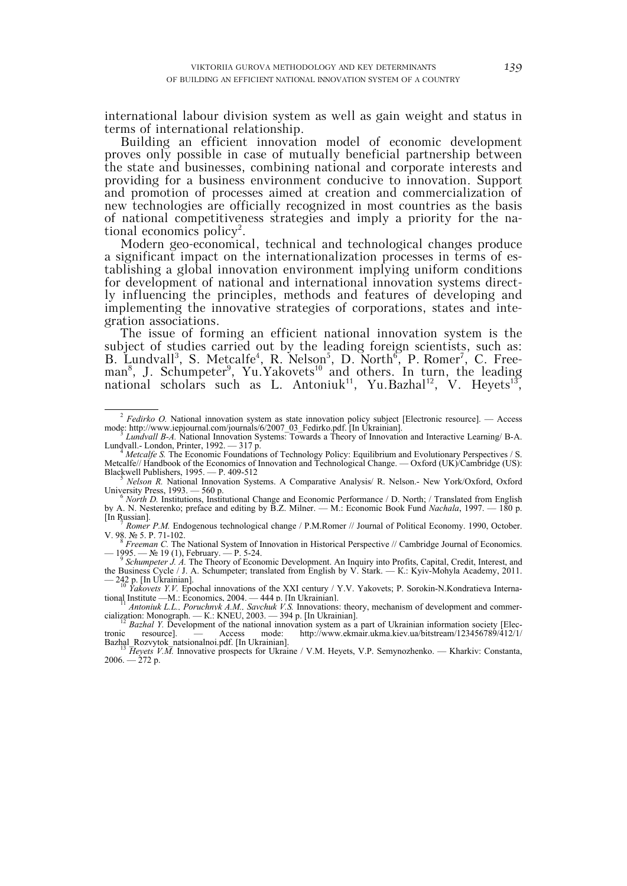international labour division system as well as gain weight and status in terms of international relationship.

Building an efficient innovation model of economic development proves only possible in case of mutually beneficial partnership between the state and businesses, combining national and corporate interests and providing for a business environment conducive to innovation. Support and promotion of processes aimed at creation and commercialization of new technologies are officially recognized in most countries as the basis of national competitiveness strategies and imply a priority for the national economics policy[2].

Modern geo-economical, technical and technological changes produce a significant impact on the internationalization processes in terms of establishing a global innovation environment implying uniform conditions for development of national and international innovation systems directly influencing the principles, methods and features of developing and implementing the innovative strategies of corporations, states and integration associations.

The issue of forming an efficient national innovation system is the subject of studies carried out by the leading foreign scientists, such as: B. Lundvall[3], S. Metcalfe[4], R. Nelson[5], D. North[6], P. Romer[7], C. Freeman[8], J. Schumpeter[9], Yu.Yakovets[10] and others. In turn, the leading national scholars such as L. Antoniuk[11], Yu.Bazhal[12], V. Heyets[13],

---

[2] *Fedirko O.* National innovation system as state innovation policy subject [Electronic resource]. — Access mode: http://www.iepjournal.com/journals/6/2007_03_Fedirko.pdf. [In Ukrainian].

[3] *Lundvall B-A.* National Innovation Systems: Towards a Theory of Innovation and Interactive Learning/ B-A. Lundvall.- London, Printer, 1992. — 317 p.

[4] *Metcalfe S.* The Economic Foundations of Technology Policy: Equilibrium and Evolutionary Perspectives / S. Metcalfe// Handbook of the Economics of Innovation and Technological Change. — Oxford (UK)/Cambridge (US): Blackwell Publishers, 1995. — P. 409-512

[5] *Nelson R.* National Innovation Systems. A Comparative Analysis/ R. Nelson.- New York/Oxford, Oxford University Press, 1993. — 560 p.

[6] *North D.* Institutions, Institutional Change and Economic Performance / D. North; / Translated from English by A. N. Nesterenko; preface and editing by B.Z. Milner. — M.: Economic Book Fund *Nachala*, 1997. — 180 p. [In Russian].

[7] *Romer P.M.* Endogenous technological change / P.M.Romer // Journal of Political Economy. 1990, October. V. 98. № 5. P. 71-102.

[8] *Freeman C.* The National System of Innovation in Historical Perspective // Cambridge Journal of Economics. — 1995. — № 19 (1), February. — P. 5-24.

[9] *Schumpeter J. A.* The Theory of Economic Development. An Inquiry into Profits, Capital, Credit, Interest, and the Business Cycle / J. A. Schumpeter; translated from English by V. Stark. — K.: Kyiv-Mohyla Academy, 2011. — 242 p. [In Ukrainian].

[10] *Yakovets Y.V.* Epochal innovations of the XXI century / Y.V. Yakovets; P. Sorokin-N.Kondratieva International Institute —M.: Economics, 2004. — 444 p. [In Ukrainian].

[11] *Antoniuk L.L., Poruchnyk A.M., Savchuk V.S.* Innovations: theory, mechanism of development and commercialization: Monograph. — K.: KNEU, 2003. — 394 p. [In Ukrainian].

[12] *Bazhal Y.* Development of the national innovation system as a part of Ukrainian information society [Electronic resource]. — Access mode: http://www.ekmair.ukma.kiev.ua/bitstream/123456789/412/1/Bazhal_Rozvytok_natsionalnoi.pdf. [In Ukrainian].

[13] *Heyets V.M.* Innovative prospects for Ukraine / V.M. Heyets, V.P. Semynozhenko. — Kharkiv: Constanta, 2006. — 272 p.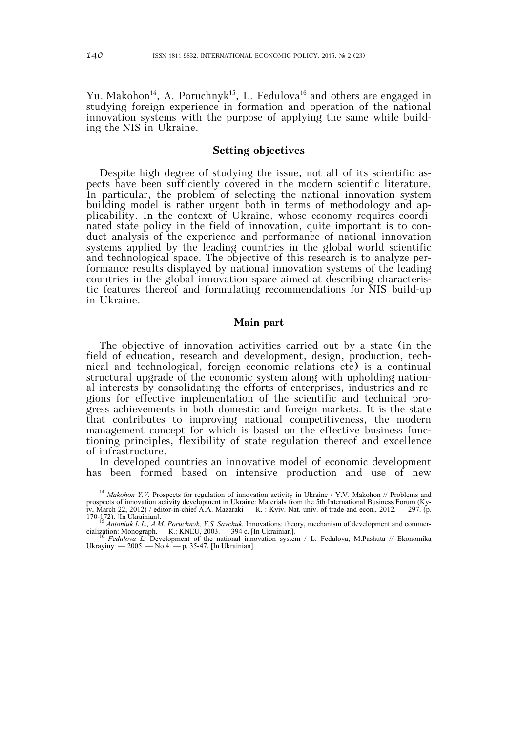Yu. Makohon[14], A. Poruchnyk[15], L. Fedulova[16] and others are engaged in studying foreign experience in formation and operation of the national innovation systems with the purpose of applying the same while building the NIS in Ukraine.

## Setting objectives

Despite high degree of studying the issue, not all of its scientific aspects have been sufficiently covered in the modern scientific literature. In particular, the problem of selecting the national innovation system building model is rather urgent both in terms of methodology and applicability. In the context of Ukraine, whose economy requires coordinated state policy in the field of innovation, quite important is to conduct analysis of the experience and performance of national innovation systems applied by the leading countries in the global world scientific and technological space. The objective of this research is to analyze performance results displayed by national innovation systems of the leading countries in the global innovation space aimed at describing characteristic features thereof and formulating recommendations for NIS build-up in Ukraine.

## Main part

The objective of innovation activities carried out by a state (in the field of education, research and development, design, production, technical and technological, foreign economic relations etc) is a continual structural upgrade of the economic system along with upholding national interests by consolidating the efforts of enterprises, industries and regions for effective implementation of the scientific and technical progress achievements in both domestic and foreign markets. It is the state that contributes to improving national competitiveness, the modern management concept for which is based on the effective business functioning principles, flexibility of state regulation thereof and excellence of infrastructure.

In developed countries an innovative model of economic development has been formed based on intensive production and use of new

---

[14] *Makohon Y.V.* Prospects for regulation of innovation activity in Ukraine / Y.V. Makohon // Problems and prospects of innovation activity development in Ukraine: Materials from the 5th International Business Forum (Kyiv, March 22, 2012) / editor-in-chief A.A. Mazaraki — K. : Kyiv. Nat. univ. of trade and econ., 2012. — 297. (p. 170-172). [In Ukrainian].

[15] *Antoniuk L.L., A.M. Poruchnyk, V.S. Savchuk.* Innovations: theory, mechanism of development and commercialization: Monograph. — K.: KNEU, 2003. — 394 c. [In Ukrainian].

[16] *Fedulova L.* Development of the national innovation system / L. Fedulova, M.Pashuta // Ekonomika Ukrayiny. — 2005. — No.4. — p. 35-47. [In Ukrainian].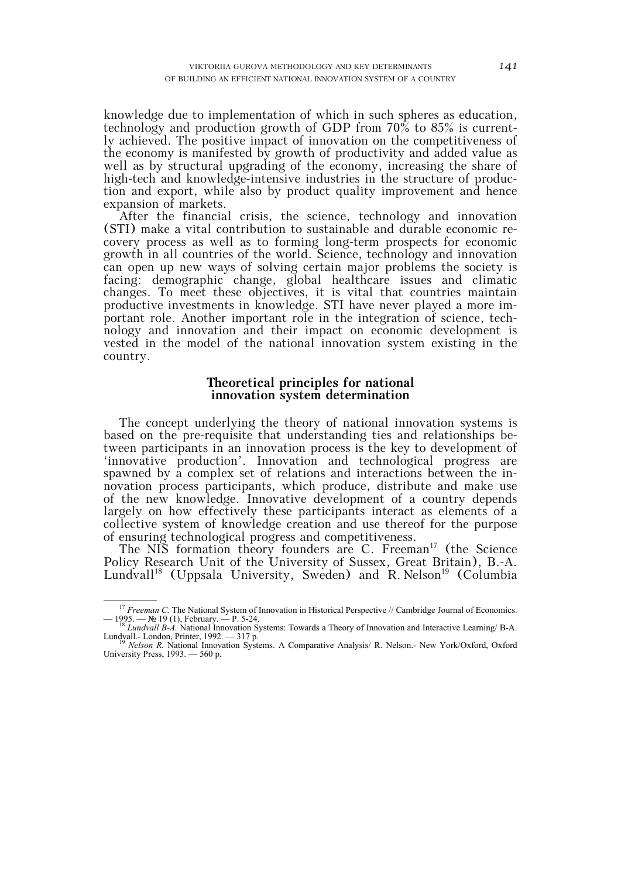knowledge due to implementation of which in such spheres as education, technology and production growth of GDP from 70% to 85% is currently achieved. The positive impact of innovation on the competitiveness of the economy is manifested by growth of productivity and added value as well as by structural upgrading of the economy, increasing the share of high-tech and knowledge-intensive industries in the structure of production and export, while also by product quality improvement and hence expansion of markets.

After the financial crisis, the science, technology and innovation (STI) make a vital contribution to sustainable and durable economic recovery process as well as to forming long-term prospects for economic growth in all countries of the world. Science, technology and innovation can open up new ways of solving certain major problems the society is facing: demographic change, global healthcare issues and climatic changes. To meet these objectives, it is vital that countries maintain productive investments in knowledge. STI have never played a more important role. Another important role in the integration of science, technology and innovation and their impact on economic development is vested in the model of the national innovation system existing in the country.

## Theoretical principles for national innovation system determination

The concept underlying the theory of national innovation systems is based on the pre-requisite that understanding ties and relationships between participants in an innovation process is the key to development of 'innovative production'. Innovation and technological progress are spawned by a complex set of relations and interactions between the innovation process participants, which produce, distribute and make use of the new knowledge. Innovative development of a country depends largely on how effectively these participants interact as elements of a collective system of knowledge creation and use thereof for the purpose of ensuring technological progress and competitiveness.

The NIS formation theory founders are C. Freeman[17] (the Science Policy Research Unit of the University of Sussex, Great Britain), B.-A. Lundvall[18] (Uppsala University, Sweden) and R. Nelson[19] (Columbia

---

[17] *Freeman C.* The National System of Innovation in Historical Perspective // Cambridge Journal of Economics. — 1995. — № 19 (1), February. — P. 5-24.

[18] *Lundvall B-A.* National Innovation Systems: Towards a Theory of Innovation and Interactive Learning/ B-A. Lundvall.- London, Printer, 1992. — 317 p.

[19] *Nelson R.* National Innovation Systems. A Comparative Analysis/ R. Nelson.- New York/Oxford, Oxford University Press, 1993. — 560 p.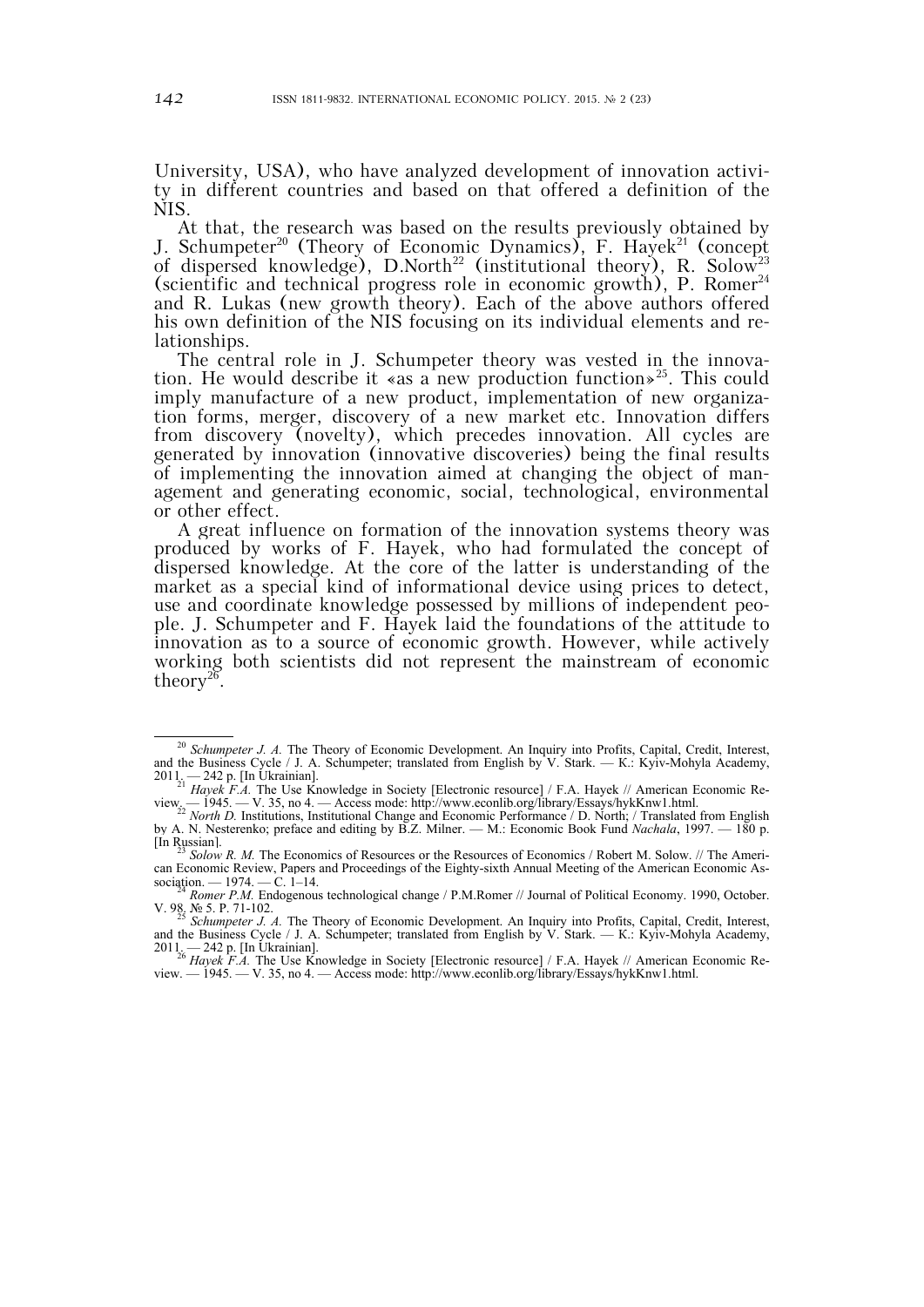University, USA), who have analyzed development of innovation activity in different countries and based on that offered a definition of the NIS.

At that, the research was based on the results previously obtained by J. Schumpeter[20] (Theory of Economic Dynamics), F. Hayek[21] (concept of dispersed knowledge), D.North[22] (institutional theory), R. Solow[23] (scientific and technical progress role in economic growth), P. Romer[24] and R. Lukas (new growth theory). Each of the above authors offered his own definition of the NIS focusing on its individual elements and relationships.

The central role in J. Schumpeter theory was vested in the innovation. He would describe it «as a new production function»[25]. This could imply manufacture of a new product, implementation of new organization forms, merger, discovery of a new market etc. Innovation differs from discovery (novelty), which precedes innovation. All cycles are generated by innovation (innovative discoveries) being the final results of implementing the innovation aimed at changing the object of management and generating economic, social, technological, environmental or other effect.

A great influence on formation of the innovation systems theory was produced by works of F. Hayek, who had formulated the concept of dispersed knowledge. At the core of the latter is understanding of the market as a special kind of informational device using prices to detect, use and coordinate knowledge possessed by millions of independent people. J. Schumpeter and F. Hayek laid the foundations of the attitude to innovation as to a source of economic growth. However, while actively working both scientists did not represent the mainstream of economic theory[26].

---

[20] *Schumpeter J. A.* The Theory of Economic Development. An Inquiry into Profits, Capital, Credit, Interest, and the Business Cycle / J. A. Schumpeter; translated from English by V. Stark. — K.: Kyiv-Mohyla Academy, 2011. — 242 p. [In Ukrainian].

[21] *Hayek F.A.* The Use Knowledge in Society [Electronic resource] / F.A. Hayek // American Economic Review. — 1945. — V. 35, no 4. — Access mode: http://www.econlib.org/library/Essays/hykKnw1.html.

[22] *North D.* Institutions, Institutional Change and Economic Performance / D. North; / Translated from English by A. N. Nesterenko; preface and editing by B.Z. Milner. — M.: Economic Book Fund *Nachala*, 1997. — 180 p. [In Russian].

[23] *Solow R. M.* The Economics of Resources or the Resources of Economics / Robert M. Solow. // The American Economic Review, Papers and Proceedings of the Eighty-sixth Annual Meeting of the American Economic Association. — 1974. — C. 1–14.

[24] *Romer P.M.* Endogenous technological change / P.M.Romer // Journal of Political Economy. 1990, October. V. 98, № 5. P. 71-102.

[25] *Schumpeter J. A.* The Theory of Economic Development. An Inquiry into Profits, Capital, Credit, Interest, and the Business Cycle / J. A. Schumpeter; translated from English by V. Stark. — K.: Kyiv-Mohyla Academy, 2011. — 242 p. [In Ukrainian].

[26] *Hayek F.A.* The Use Knowledge in Society [Electronic resource] / F.A. Hayek // American Economic Review. — 1945. — V. 35, no 4. — Access mode: http://www.econlib.org/library/Essays/hykKnw1.html.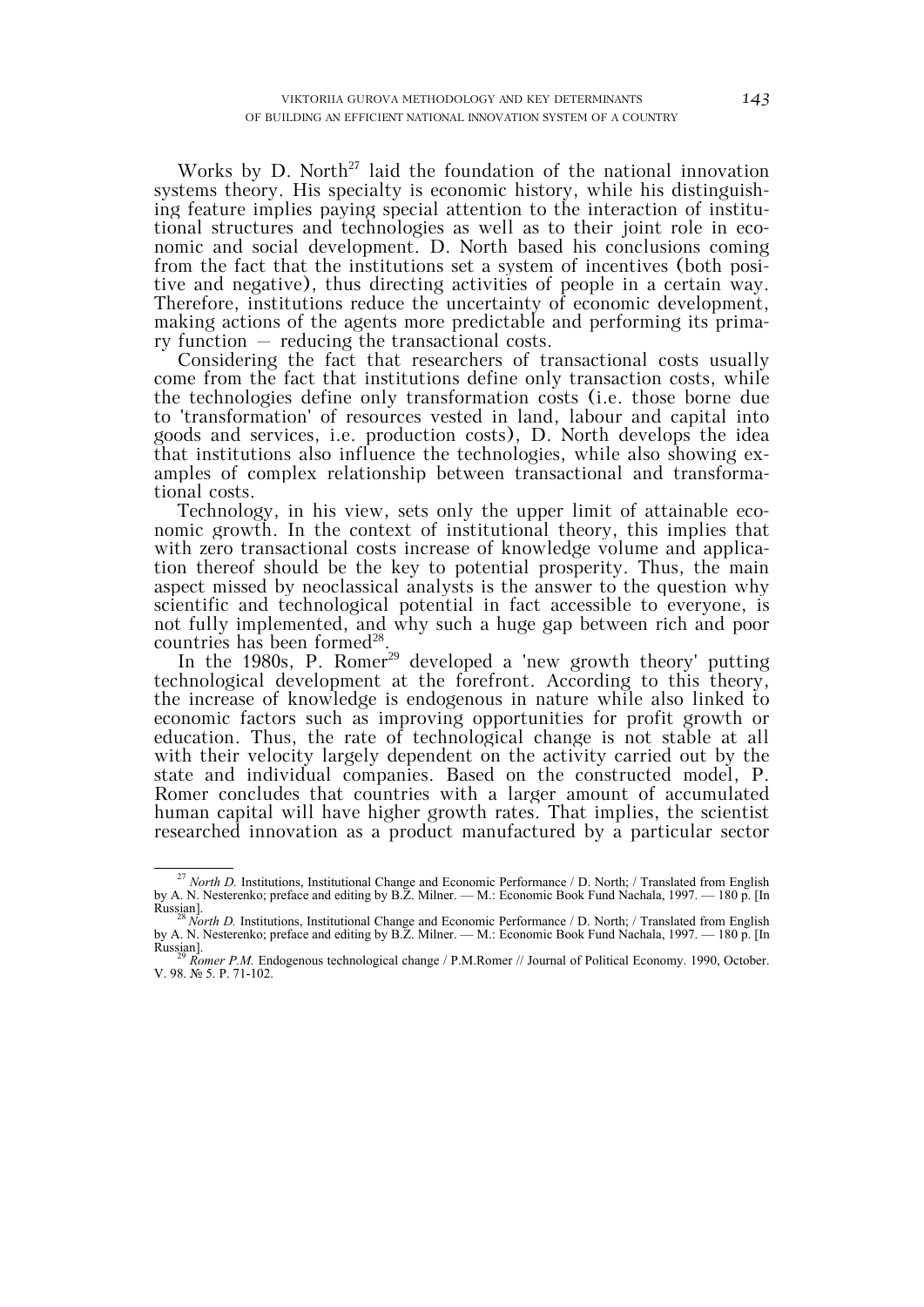Works by D. North[27] laid the foundation of the national innovation systems theory. His specialty is economic history, while his distinguishing feature implies paying special attention to the interaction of institutional structures and technologies as well as to their joint role in economic and social development. D. North based his conclusions coming from the fact that the institutions set a system of incentives (both positive and negative), thus directing activities of people in a certain way. Therefore, institutions reduce the uncertainty of economic development, making actions of the agents more predictable and performing its primary function – reducing the transactional costs.

Considering the fact that researchers of transactional costs usually come from the fact that institutions define only transaction costs, while the technologies define only transformation costs (i.e. those borne due to 'transformation' of resources vested in land, labour and capital into goods and services, i.e. production costs), D. North develops the idea that institutions also influence the technologies, while also showing examples of complex relationship between transactional and transformational costs.

Technology, in his view, sets only the upper limit of attainable economic growth. In the context of institutional theory, this implies that with zero transactional costs increase of knowledge volume and application thereof should be the key to potential prosperity. Thus, the main aspect missed by neoclassical analysts is the answer to the question why scientific and technological potential in fact accessible to everyone, is not fully implemented, and why such a huge gap between rich and poor countries has been formed[28].

In the 1980s, P. Romer[29] developed a 'new growth theory' putting technological development at the forefront. According to this theory, the increase of knowledge is endogenous in nature while also linked to economic factors such as improving opportunities for profit growth or education. Thus, the rate of technological change is not stable at all with their velocity largely dependent on the activity carried out by the state and individual companies. Based on the constructed model, P. Romer concludes that countries with a larger amount of accumulated human capital will have higher growth rates. That implies, the scientist researched innovation as a product manufactured by a particular sector

---

[27] *North D.* Institutions, Institutional Change and Economic Performance / D. North; / Translated from English by A. N. Nesterenko; preface and editing by B.Z. Milner. — M.: Economic Book Fund Nachala, 1997. — 180 p. [In Russian].

[28] *North D.* Institutions, Institutional Change and Economic Performance / D. North; / Translated from English by A. N. Nesterenko; preface and editing by B.Z. Milner. — M.: Economic Book Fund Nachala, 1997. — 180 p. [In Russian].

[29] *Romer P.M.* Endogenous technological change / P.M.Romer // Journal of Political Economy. 1990, October. V. 98. № 5. P. 71-102.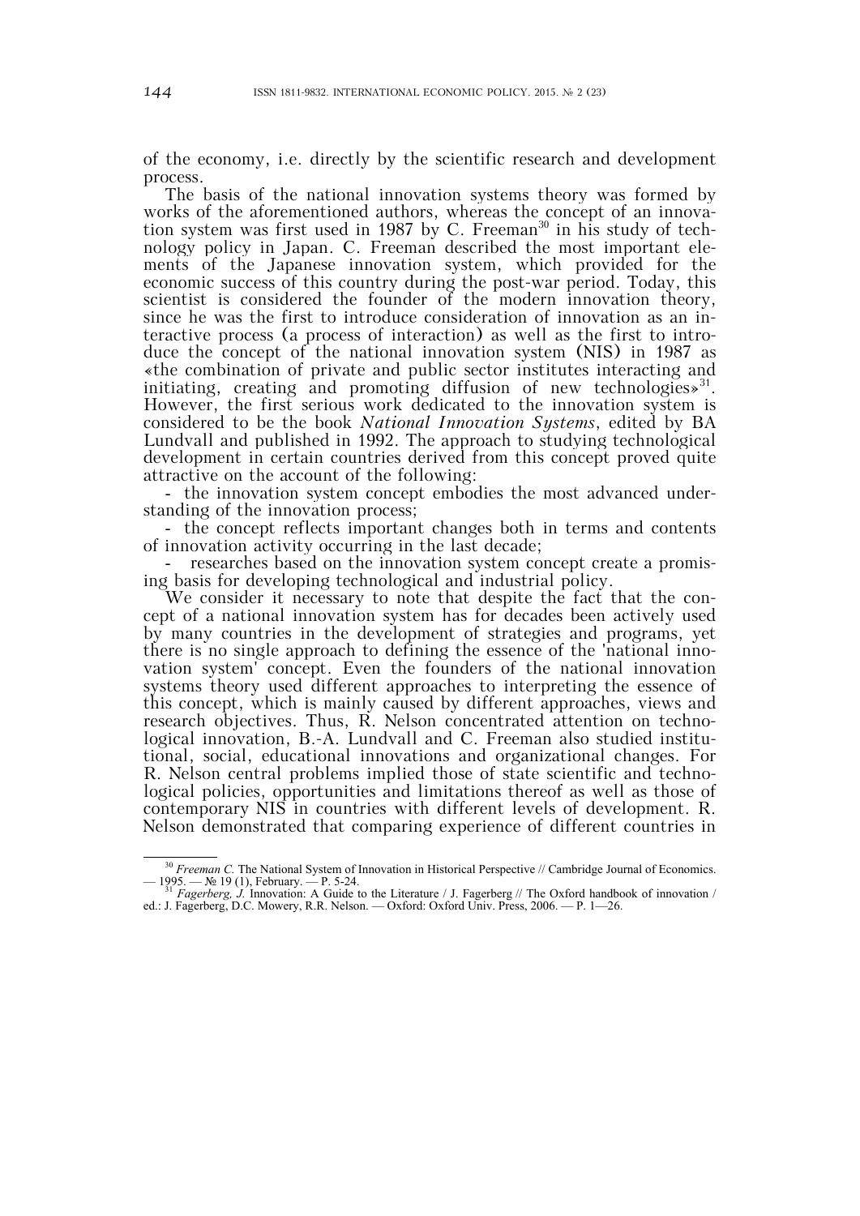of the economy, i.e. directly by the scientific research and development process.

The basis of the national innovation systems theory was formed by works of the aforementioned authors, whereas the concept of an innovation system was first used in 1987 by C. Freeman[30] in his study of technology policy in Japan. C. Freeman described the most important elements of the Japanese innovation system, which provided for the economic success of this country during the post-war period. Today, this scientist is considered the founder of the modern innovation theory, since he was the first to introduce consideration of innovation as an interactive process (a process of interaction) as well as the first to introduce the concept of the national innovation system (NIS) in 1987 as «the combination of private and public sector institutes interacting and initiating, creating and promoting diffusion of new technologies»[31]. However, the first serious work dedicated to the innovation system is considered to be the book *National Innovation Systems*, edited by BA Lundvall and published in 1992. The approach to studying technological development in certain countries derived from this concept proved quite attractive on the account of the following:

- the innovation system concept embodies the most advanced understanding of the innovation process;
- the concept reflects important changes both in terms and contents of innovation activity occurring in the last decade;
- researches based on the innovation system concept create a promising basis for developing technological and industrial policy.

We consider it necessary to note that despite the fact that the concept of a national innovation system has for decades been actively used by many countries in the development of strategies and programs, yet there is no single approach to defining the essence of the 'national innovation system' concept. Even the founders of the national innovation systems theory used different approaches to interpreting the essence of this concept, which is mainly caused by different approaches, views and research objectives. Thus, R. Nelson concentrated attention on technological innovation, B.-A. Lundvall and C. Freeman also studied institutional, social, educational innovations and organizational changes. For R. Nelson central problems implied those of state scientific and technological policies, opportunities and limitations thereof as well as those of contemporary NIS in countries with different levels of development. R. Nelson demonstrated that comparing experience of different countries in

---

[30] *Freeman C.* The National System of Innovation in Historical Perspective // Cambridge Journal of Economics. — 1995. — № 19 (1), February. — P. 5-24.

[31] *Fagerberg, J.* Innovation: A Guide to the Literature / J. Fagerberg // The Oxford handbook of innovation / ed.: J. Fagerberg, D.C. Mowery, R.R. Nelson. — Oxford: Oxford Univ. Press, 2006. — P. 1—26.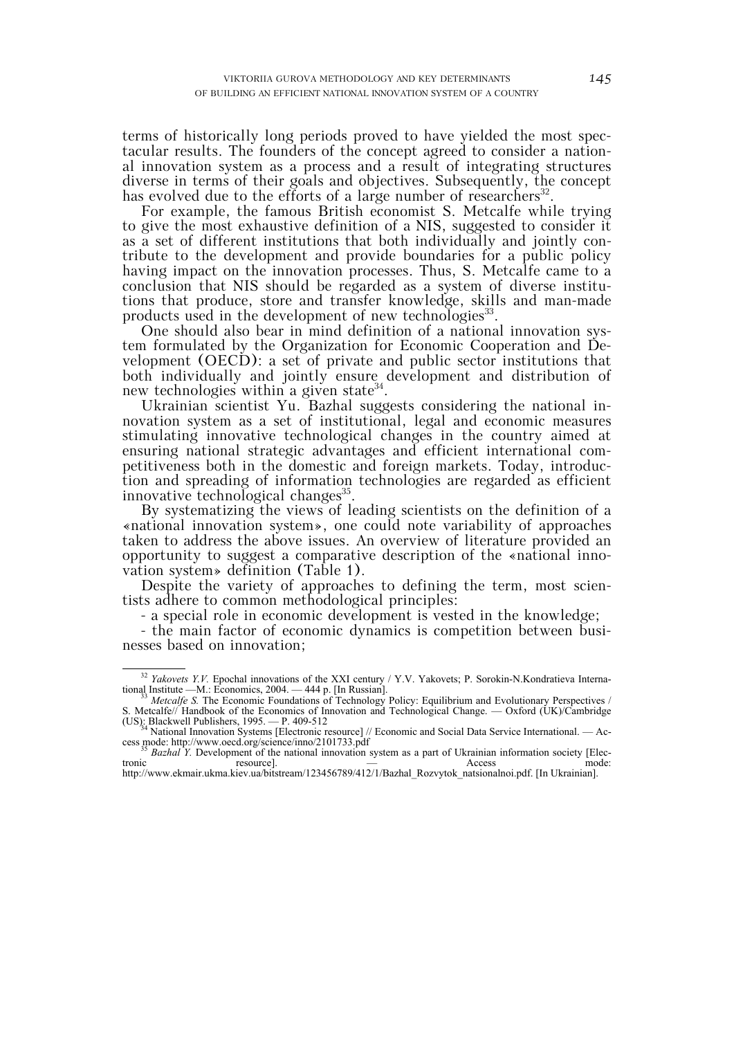terms of historically long periods proved to have yielded the most spectacular results. The founders of the concept agreed to consider a national innovation system as a process and a result of integrating structures diverse in terms of their goals and objectives. Subsequently, the concept has evolved due to the efforts of a large number of researchers[32].

For example, the famous British economist S. Metcalfe while trying to give the most exhaustive definition of a NIS, suggested to consider it as a set of different institutions that both individually and jointly contribute to the development and provide boundaries for a public policy having impact on the innovation processes. Thus, S. Metcalfe came to a conclusion that NIS should be regarded as a system of diverse institutions that produce, store and transfer knowledge, skills and man-made products used in the development of new technologies[33].

One should also bear in mind definition of a national innovation system formulated by the Organization for Economic Cooperation and Development (OECD): a set of private and public sector institutions that both individually and jointly ensure development and distribution of new technologies within a given state[34].

Ukrainian scientist Yu. Bazhal suggests considering the national innovation system as a set of institutional, legal and economic measures stimulating innovative technological changes in the country aimed at ensuring national strategic advantages and efficient international competitiveness both in the domestic and foreign markets. Today, introduction and spreading of information technologies are regarded as efficient innovative technological changes[35].

By systematizing the views of leading scientists on the definition of a «national innovation system», one could note variability of approaches taken to address the above issues. An overview of literature provided an opportunity to suggest a comparative description of the «national innovation system» definition (Table 1).

Despite the variety of approaches to defining the term, most scientists adhere to common methodological principles:

- a special role in economic development is vested in the knowledge;
- the main factor of economic dynamics is competition between businesses based on innovation;

---

[32] *Yakovets Y.V.* Epochal innovations of the XXI century / Y.V. Yakovets; P. Sorokin-N.Kondratieva International Institute —M.: Economics, 2004. — 444 p. [In Russian].

[33] *Metcalfe S.* The Economic Foundations of Technology Policy: Equilibrium and Evolutionary Perspectives / S. Metcalfe// Handbook of the Economics of Innovation and Technological Change. — Oxford (UK)/Cambridge (US): Blackwell Publishers, 1995. — P. 409-512

[34] National Innovation Systems [Electronic resource] // Economic and Social Data Service International. — Access mode: http://www.oecd.org/science/inno/2101733.pdf

[35] *Bazhal Y.* Development of the national innovation system as a part of Ukrainian information society [Electronic resource]. — Access mode: http://www.ekmair.ukma.kiev.ua/bitstream/123456789/412/1/Bazhal_Rozvytok_natsionalnoi.pdf. [In Ukrainian].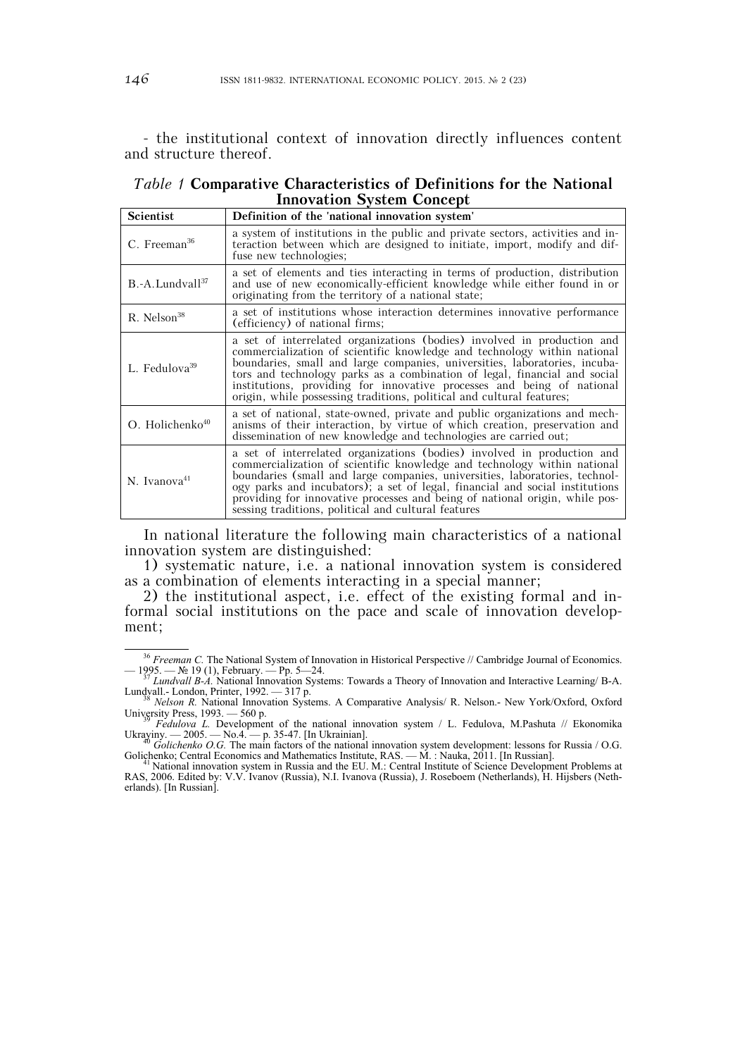- the institutional context of innovation directly influences content and structure thereof.

*Table 1* **Comparative Characteristics of Definitions for the National Innovation System Concept**

| Scientist | Definition of the 'national innovation system' |
|---|---|
| C. Freeman[36] | a system of institutions in the public and private sectors, activities and interaction between which are designed to initiate, import, modify and diffuse new technologies; |
| B.-A.Lundvall[37] | a set of elements and ties interacting in terms of production, distribution and use of new economically-efficient knowledge while either found in or originating from the territory of a national state; |
| R. Nelson[38] | a set of institutions whose interaction determines innovative performance (efficiency) of national firms; |
| L. Fedulova[39] | a set of interrelated organizations (bodies) involved in production and commercialization of scientific knowledge and technology within national boundaries, small and large companies, universities, laboratories, incubators and technology parks as a combination of legal, financial and social institutions, providing for innovative processes and being of national origin, while possessing traditions, political and cultural features; |
| O. Holichenko[40] | a set of national, state-owned, private and public organizations and mechanisms of their interaction, by virtue of which creation, preservation and dissemination of new knowledge and technologies are carried out; |
| N. Ivanova[41] | a set of interrelated organizations (bodies) involved in production and commercialization of scientific knowledge and technology within national boundaries (small and large companies, universities, laboratories, technology parks and incubators); a set of legal, financial and social institutions providing for innovative processes and being of national origin, while possessing traditions, political and cultural features |

In national literature the following main characteristics of a national innovation system are distinguished:

1) systematic nature, i.e. a national innovation system is considered as a combination of elements interacting in a special manner;

2) the institutional aspect, i.e. effect of the existing formal and informal social institutions on the pace and scale of innovation development;

---

[36] *Freeman C.* The National System of Innovation in Historical Perspective // Cambridge Journal of Economics. — 1995. — № 19 (1), February. — Pp. 5—24.

[37] *Lundvall B-A.* National Innovation Systems: Towards a Theory of Innovation and Interactive Learning/ B-A. Lundvall.- London, Printer, 1992. — 317 p.

[38] *Nelson R.* National Innovation Systems. A Comparative Analysis/ R. Nelson.- New York/Oxford, Oxford University Press, 1993. — 560 p.

[39] *Fedulova L.* Development of the national innovation system / L. Fedulova, M.Pashuta // Ekonomika Ukrayiny. — 2005. — No.4. — p. 35-47. [In Ukrainian].

[40] *Golichenko O.G.* The main factors of the national innovation system development: lessons for Russia / O.G. Golichenko; Central Economics and Mathematics Institute, RAS. — M. : Nauka, 2011. [In Russian].

[41] National innovation system in Russia and the EU. M.: Central Institute of Science Development Problems at RAS, 2006. Edited by: V.V. Ivanov (Russia), N.I. Ivanova (Russia), J. Roseboem (Netherlands), H. Hijsbers (Netherlands). [In Russian].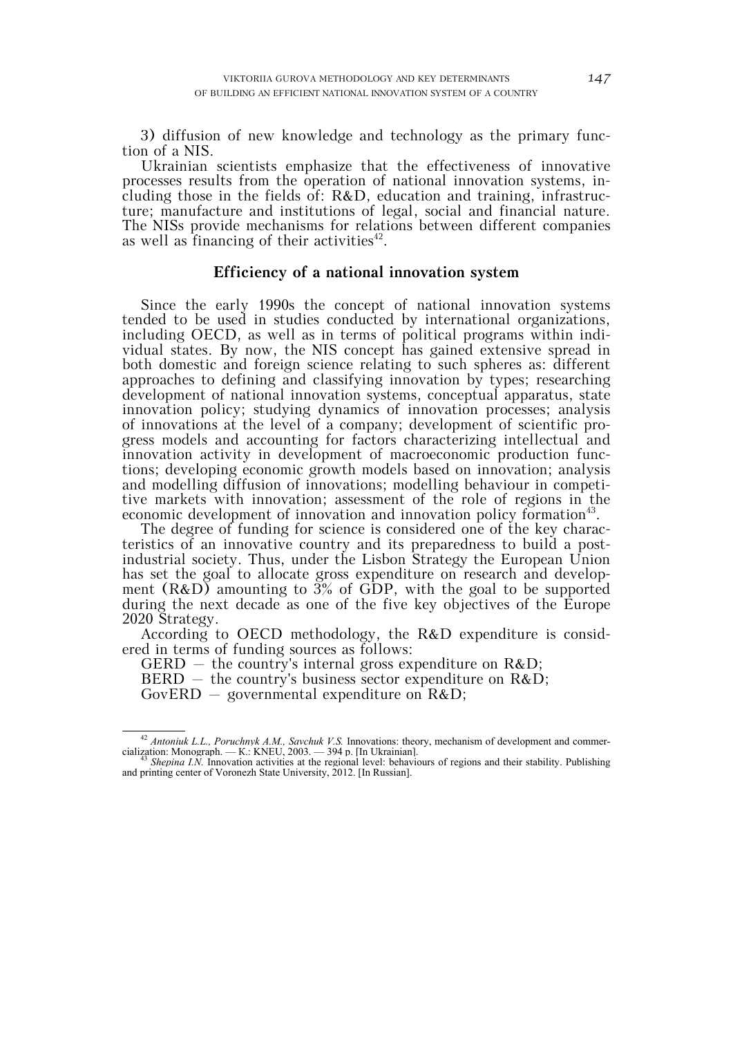3) diffusion of new knowledge and technology as the primary function of a NIS.

Ukrainian scientists emphasize that the effectiveness of innovative processes results from the operation of national innovation systems, including those in the fields of: R&D, education and training, infrastructure; manufacture and institutions of legal, social and financial nature. The NISs provide mechanisms for relations between different companies as well as financing of their activities[42].

## Efficiency of a national innovation system

Since the early 1990s the concept of national innovation systems tended to be used in studies conducted by international organizations, including OECD, as well as in terms of political programs within individual states. By now, the NIS concept has gained extensive spread in both domestic and foreign science relating to such spheres as: different approaches to defining and classifying innovation by types; researching development of national innovation systems, conceptual apparatus, state innovation policy; studying dynamics of innovation processes; analysis of innovations at the level of a company; development of scientific progress models and accounting for factors characterizing intellectual and innovation activity in development of macroeconomic production functions; developing economic growth models based on innovation; analysis and modelling diffusion of innovations; modelling behaviour in competitive markets with innovation; assessment of the role of regions in the economic development of innovation and innovation policy formation[43].

The degree of funding for science is considered one of the key characteristics of an innovative country and its preparedness to build a post-industrial society. Thus, under the Lisbon Strategy the European Union has set the goal to allocate gross expenditure on research and development (R&D) amounting to 3% of GDP, with the goal to be supported during the next decade as one of the five key objectives of the Europe 2020 Strategy.

According to OECD methodology, the R&D expenditure is considered in terms of funding sources as follows:

GERD – the country's internal gross expenditure on R&D;

BERD – the country's business sector expenditure on R&D;

GovERD – governmental expenditure on R&D;

---

[42] *Antoniuk L.L., Poruchnyk A.M., Savchuk V.S.* Innovations: theory, mechanism of development and commercialization: Monograph. — K.: KNEU, 2003. — 394 p. [In Ukrainian].

[43] *Shepina I.N.* Innovation activities at the regional level: behaviours of regions and their stability. Publishing and printing center of Voronezh State University, 2012. [In Russian].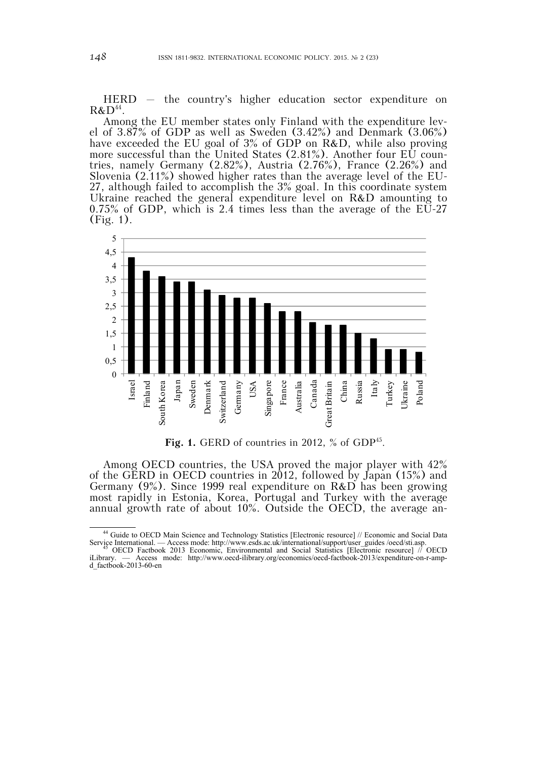HERD — the country's higher education sector expenditure on R&D[44].

Among the EU member states only Finland with the expenditure level of 3.87% of GDP as well as Sweden (3.42%) and Denmark (3.06%) have exceeded the EU goal of 3% of GDP on R&D, while also proving more successful than the United States (2.81%). Another four EU countries, namely Germany (2.82%), Austria (2.76%), France (2.26%) and Slovenia (2.11%) showed higher rates than the average level of the EU-27, although failed to accomplish the 3% goal. In this coordinate system Ukraine reached the general expenditure level on R&D amounting to 0.75% of GDP, which is 2.4 times less than the average of the EU-27 (Fig. 1).

**Fig. 1.** GERD of countries in 2012, % of GDP[45].

Among OECD countries, the USA proved the major player with 42% of the GERD in OECD countries in 2012, followed by Japan (15%) and Germany (9%). Since 1999 real expenditure on R&D has been growing most rapidly in Estonia, Korea, Portugal and Turkey with the average annual growth rate of about 10%. Outside the OECD, the average an-

---

[44] Guide to OECD Main Science and Technology Statistics [Electronic resource] // Economic and Social Data Service International. — Access mode: http://www.esds.ac.uk/international/support/user_guides /oecd/sti.asp.

[45] OECD Factbook 2013 Economic, Environmental and Social Statistics [Electronic resource] // OECD iLibrary. — Access mode: http://www.oecd-ilibrary.org/economics/oecd-factbook-2013/expenditure-on-r-amp-d_factbook-2013-60-en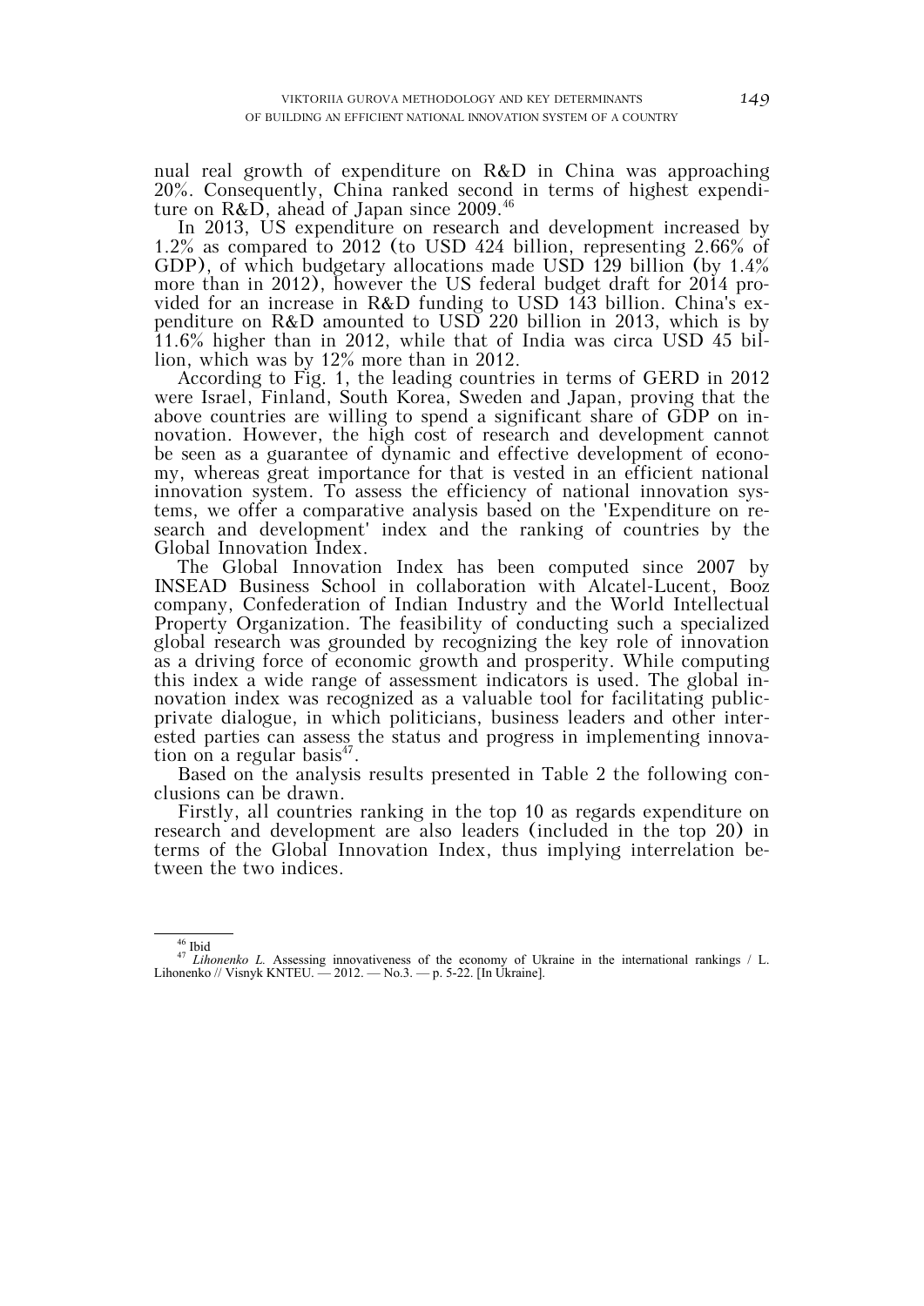nual real growth of expenditure on R&D in China was approaching 20%. Consequently, China ranked second in terms of highest expenditure on R&D, ahead of Japan since 2009.[46]

In 2013, US expenditure on research and development increased by 1.2% as compared to 2012 (to USD 424 billion, representing 2.66% of GDP), of which budgetary allocations made USD 129 billion (by 1.4% more than in 2012), however the US federal budget draft for 2014 provided for an increase in R&D funding to USD 143 billion. China's expenditure on R&D amounted to USD 220 billion in 2013, which is by 11.6% higher than in 2012, while that of India was circa USD 45 billion, which was by 12% more than in 2012.

According to Fig. 1, the leading countries in terms of GERD in 2012 were Israel, Finland, South Korea, Sweden and Japan, proving that the above countries are willing to spend a significant share of GDP on innovation. However, the high cost of research and development cannot be seen as a guarantee of dynamic and effective development of economy, whereas great importance for that is vested in an efficient national innovation system. To assess the efficiency of national innovation systems, we offer a comparative analysis based on the 'Expenditure on research and development' index and the ranking of countries by the Global Innovation Index.

The Global Innovation Index has been computed since 2007 by INSEAD Business School in collaboration with Alcatel-Lucent, Booz company, Confederation of Indian Industry and the World Intellectual Property Organization. The feasibility of conducting such a specialized global research was grounded by recognizing the key role of innovation as a driving force of economic growth and prosperity. While computing this index a wide range of assessment indicators is used. The global innovation index was recognized as a valuable tool for facilitating public-private dialogue, in which politicians, business leaders and other interested parties can assess the status and progress in implementing innovation on a regular basis[47].

Based on the analysis results presented in Table 2 the following conclusions can be drawn.

Firstly, all countries ranking in the top 10 as regards expenditure on research and development are also leaders (included in the top 20) in terms of the Global Innovation Index, thus implying interrelation between the two indices.

---

[46] Ibid

[47] *Lihonenko L.* Assessing innovativeness of the economy of Ukraine in the international rankings / L. Lihonenko // Visnyk KNTEU. — 2012. — No.3. — p. 5-22. [In Ukraine].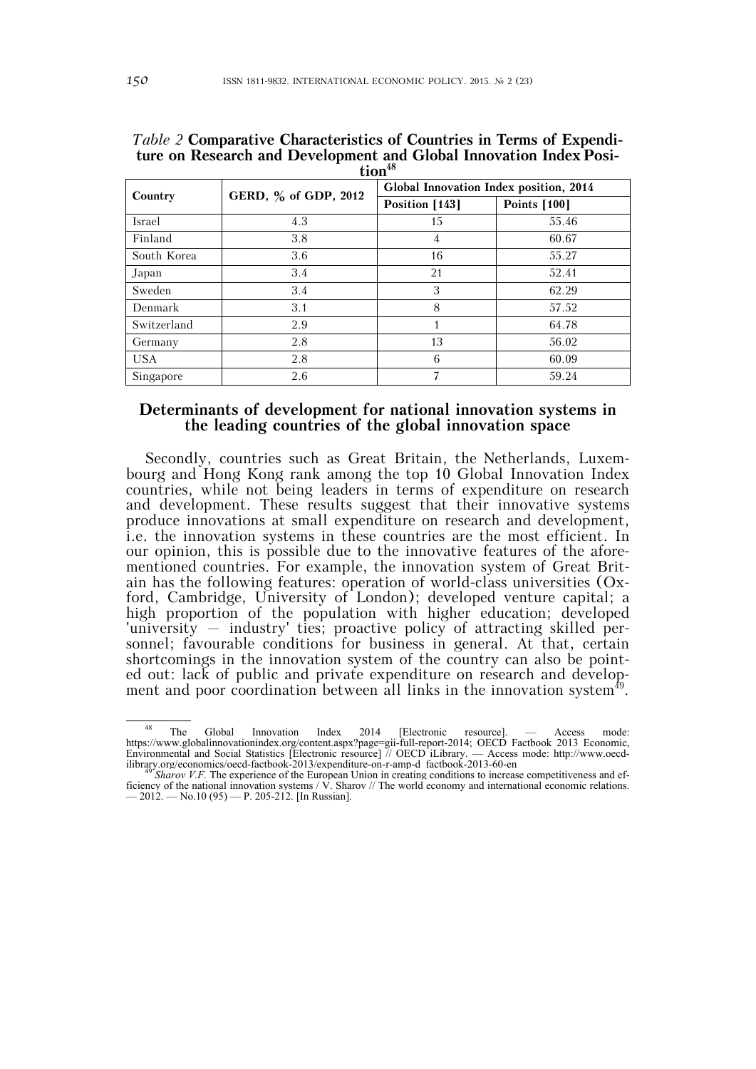*Table 2* **Comparative Characteristics of Countries in Terms of Expenditure on Research and Development and Global Innovation Index Position**[48]

| Country | GERD, % of GDP, 2012 | Global Innovation Index position, 2014 | |
|---|---|---|---|
| | | Position [143] | Points [100] |
| Israel | 4.3 | 15 | 55.46 |
| Finland | 3.8 | 4 | 60.67 |
| South Korea | 3.6 | 16 | 55.27 |
| Japan | 3.4 | 21 | 52.41 |
| Sweden | 3.4 | 3 | 62.29 |
| Denmark | 3.1 | 8 | 57.52 |
| Switzerland | 2.9 | 1 | 64.78 |
| Germany | 2.8 | 13 | 56.02 |
| USA | 2.8 | 6 | 60.09 |
| Singapore | 2.6 | 7 | 59.24 |

## Determinants of development for national innovation systems in the leading countries of the global innovation space

Secondly, countries such as Great Britain, the Netherlands, Luxembourg and Hong Kong rank among the top 10 Global Innovation Index countries, while not being leaders in terms of expenditure on research and development. These results suggest that their innovative systems produce innovations at small expenditure on research and development, i.e. the innovation systems in these countries are the most efficient. In our opinion, this is possible due to the innovative features of the aforementioned countries. For example, the innovation system of Great Britain has the following features: operation of world-class universities (Oxford, Cambridge, University of London); developed venture capital; a high proportion of the population with higher education; developed 'university – industry' ties; proactive policy of attracting skilled personnel; favourable conditions for business in general. At that, certain shortcomings in the innovation system of the country can also be pointed out: lack of public and private expenditure on research and development and poor coordination between all links in the innovation system[49].

---

[48] The Global Innovation Index 2014 [Electronic resource]. — Access mode: https://www.globalinnovationindex.org/content.aspx?page=gii-full-report-2014; OECD Factbook 2013 Economic, Environmental and Social Statistics [Electronic resource] // OECD iLibrary. — Access mode: http://www.oecd-ilibrary.org/economics/oecd-factbook-2013/expenditure-on-r-amp-d_factbook-2013-60-en

[49] *Sharov V.F.* The experience of the European Union in creating conditions to increase competitiveness and efficiency of the national innovation systems / V. Sharov // The world economy and international economic relations. — 2012. — No.10 (95) — P. 205-212. [In Russian].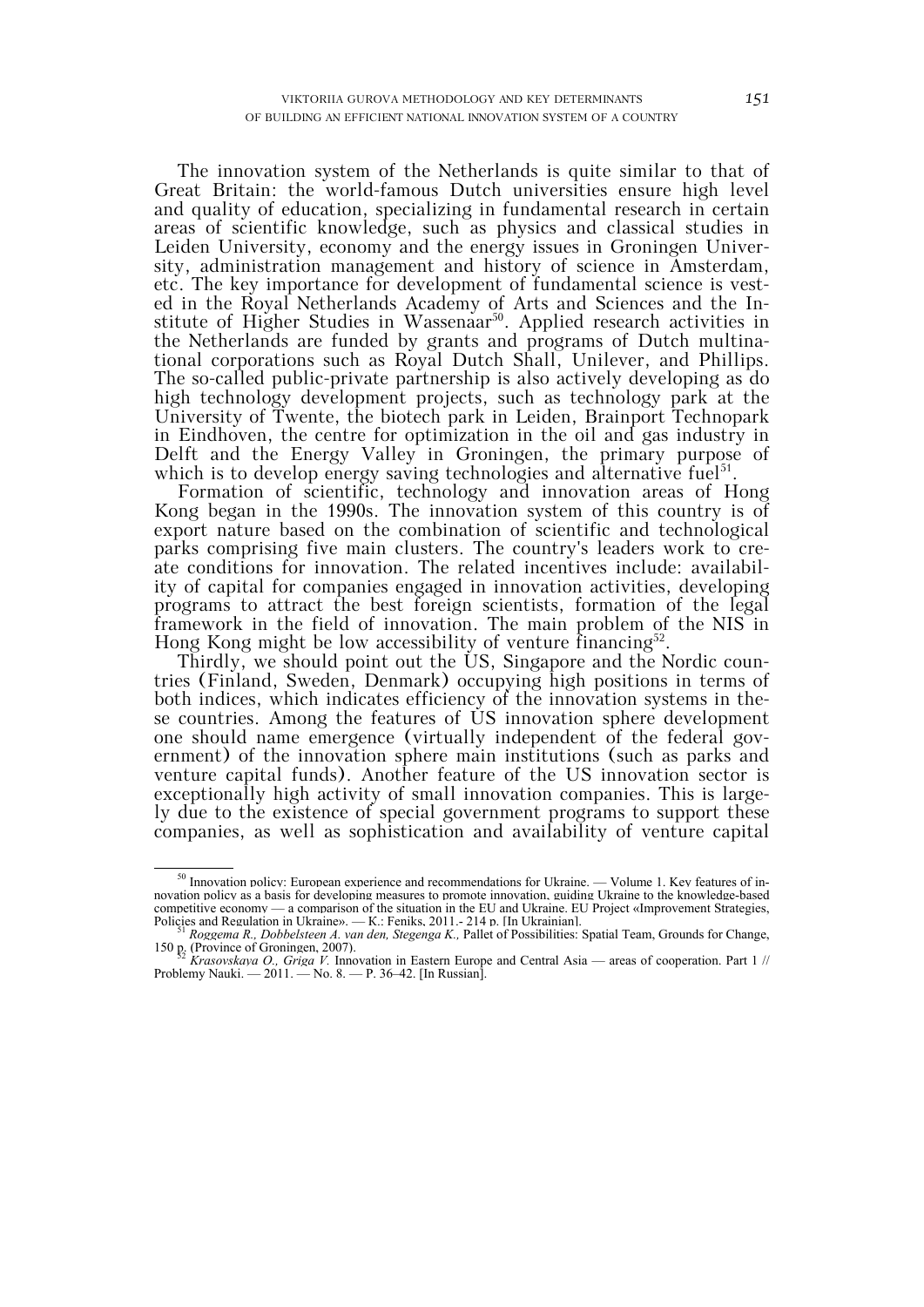The innovation system of the Netherlands is quite similar to that of Great Britain: the world-famous Dutch universities ensure high level and quality of education, specializing in fundamental research in certain areas of scientific knowledge, such as physics and classical studies in Leiden University, economy and the energy issues in Groningen University, administration management and history of science in Amsterdam, etc. The key importance for development of fundamental science is vested in the Royal Netherlands Academy of Arts and Sciences and the Institute of Higher Studies in Wassenaar[50]. Applied research activities in the Netherlands are funded by grants and programs of Dutch multinational corporations such as Royal Dutch Shall, Unilever, and Phillips. The so-called public-private partnership is also actively developing as do high technology development projects, such as technology park at the University of Twente, the biotech park in Leiden, Brainport Technopark in Eindhoven, the centre for optimization in the oil and gas industry in Delft and the Energy Valley in Groningen, the primary purpose of which is to develop energy saving technologies and alternative fuel[51].

Formation of scientific, technology and innovation areas of Hong Kong began in the 1990s. The innovation system of this country is of export nature based on the combination of scientific and technological parks comprising five main clusters. The country's leaders work to create conditions for innovation. The related incentives include: availability of capital for companies engaged in innovation activities, developing programs to attract the best foreign scientists, formation of the legal framework in the field of innovation. The main problem of the NIS in Hong Kong might be low accessibility of venture financing[52].

Thirdly, we should point out the US, Singapore and the Nordic countries (Finland, Sweden, Denmark) occupying high positions in terms of both indices, which indicates efficiency of the innovation systems in these countries. Among the features of US innovation sphere development one should name emergence (virtually independent of the federal government) of the innovation sphere main institutions (such as parks and venture capital funds). Another feature of the US innovation sector is exceptionally high activity of small innovation companies. This is largely due to the existence of special government programs to support these companies, as well as sophistication and availability of venture capital

---

[50] Innovation policy: European experience and recommendations for Ukraine. — Volume 1. Key features of innovation policy as a basis for developing measures to promote innovation, guiding Ukraine to the knowledge-based competitive economy — a comparison of the situation in the EU and Ukraine. EU Project «Improvement Strategies, Policies and Regulation in Ukraine». — K.: Feniks, 2011.- 214 p. [In Ukrainian].

[51] *Roggema R., Dobbelsteen A. van den, Stegenga K.,* Pallet of Possibilities: Spatial Team, Grounds for Change, 150 p. (Province of Groningen, 2007).

[52] *Krasovskaya O., Griga V.* Innovation in Eastern Europe and Central Asia — areas of cooperation. Part 1 // Problemy Nauki. — 2011. — No. 8. — P. 36–42. [In Russian].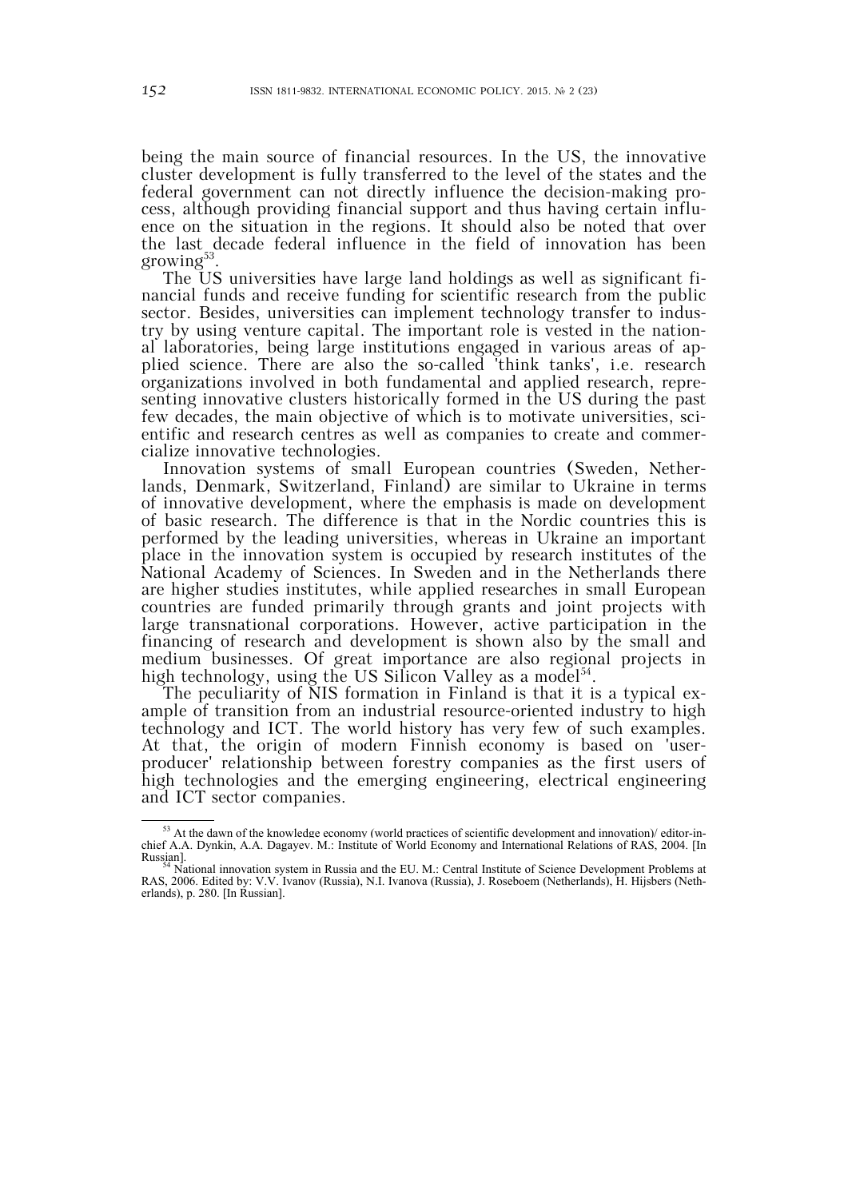being the main source of financial resources. In the US, the innovative cluster development is fully transferred to the level of the states and the federal government can not directly influence the decision-making process, although providing financial support and thus having certain influence on the situation in the regions. It should also be noted that over the last decade federal influence in the field of innovation has been growing[53].

The US universities have large land holdings as well as significant financial funds and receive funding for scientific research from the public sector. Besides, universities can implement technology transfer to industry by using venture capital. The important role is vested in the national laboratories, being large institutions engaged in various areas of applied science. There are also the so-called 'think tanks', i.e. research organizations involved in both fundamental and applied research, representing innovative clusters historically formed in the US during the past few decades, the main objective of which is to motivate universities, scientific and research centres as well as companies to create and commercialize innovative technologies.

Innovation systems of small European countries (Sweden, Netherlands, Denmark, Switzerland, Finland) are similar to Ukraine in terms of innovative development, where the emphasis is made on development of basic research. The difference is that in the Nordic countries this is performed by the leading universities, whereas in Ukraine an important place in the innovation system is occupied by research institutes of the National Academy of Sciences. In Sweden and in the Netherlands there are higher studies institutes, while applied researches in small European countries are funded primarily through grants and joint projects with large transnational corporations. However, active participation in the financing of research and development is shown also by the small and medium businesses. Of great importance are also regional projects in high technology, using the US Silicon Valley as a model[54].

The peculiarity of NIS formation in Finland is that it is a typical example of transition from an industrial resource-oriented industry to high technology and ICT. The world history has very few of such examples. At that, the origin of modern Finnish economy is based on 'user-producer' relationship between forestry companies as the first users of high technologies and the emerging engineering, electrical engineering and ICT sector companies.

---

[53] At the dawn of the knowledge economy (world practices of scientific development and innovation)/ editor-in-chief A.A. Dynkin, A.A. Dagayev. M.: Institute of World Economy and International Relations of RAS, 2004. [In Russian].

[54] National innovation system in Russia and the EU. M.: Central Institute of Science Development Problems at RAS, 2006. Edited by: V.V. Ivanov (Russia), N.I. Ivanova (Russia), J. Roseboem (Netherlands), H. Hijsbers (Netherlands), p. 280. [In Russian].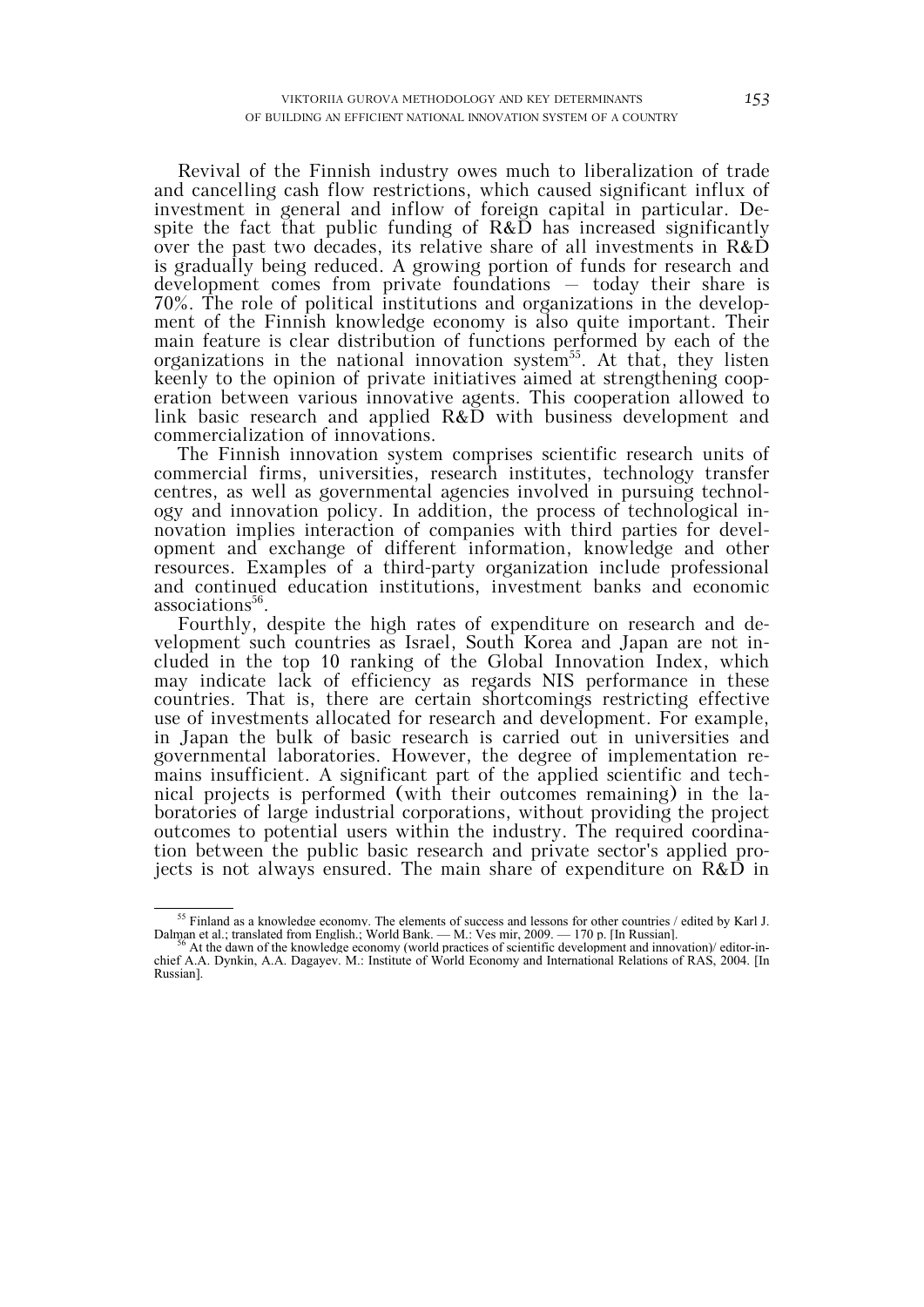Revival of the Finnish industry owes much to liberalization of trade and cancelling cash flow restrictions, which caused significant influx of investment in general and inflow of foreign capital in particular. Despite the fact that public funding of R&D has increased significantly over the past two decades, its relative share of all investments in R&D is gradually being reduced. A growing portion of funds for research and development comes from private foundations — today their share is 70%. The role of political institutions and organizations in the development of the Finnish knowledge economy is also quite important. Their main feature is clear distribution of functions performed by each of the organizations in the national innovation system[55]. At that, they listen keenly to the opinion of private initiatives aimed at strengthening cooperation between various innovative agents. This cooperation allowed to link basic research and applied R&D with business development and commercialization of innovations.

The Finnish innovation system comprises scientific research units of commercial firms, universities, research institutes, technology transfer centres, as well as governmental agencies involved in pursuing technology and innovation policy. In addition, the process of technological innovation implies interaction of companies with third parties for development and exchange of different information, knowledge and other resources. Examples of a third-party organization include professional and continued education institutions, investment banks and economic associations[56].

Fourthly, despite the high rates of expenditure on research and development such countries as Israel, South Korea and Japan are not included in the top 10 ranking of the Global Innovation Index, which may indicate lack of efficiency as regards NIS performance in these countries. That is, there are certain shortcomings restricting effective use of investments allocated for research and development. For example, in Japan the bulk of basic research is carried out in universities and governmental laboratories. However, the degree of implementation remains insufficient. A significant part of the applied scientific and technical projects is performed (with their outcomes remaining) in the laboratories of large industrial corporations, without providing the project outcomes to potential users within the industry. The required coordination between the public basic research and private sector's applied projects is not always ensured. The main share of expenditure on R&D in

---

[55] Finland as a knowledge economy. The elements of success and lessons for other countries / edited by Karl J. Dalman et al.; translated from English.; World Bank. — M.: Ves mir, 2009. — 170 p. [In Russian].

[56] At the dawn of the knowledge economy (world practices of scientific development and innovation)/ editor-in-chief A.A. Dynkin, A.A. Dagayev. M.: Institute of World Economy and International Relations of RAS, 2004. [In Russian].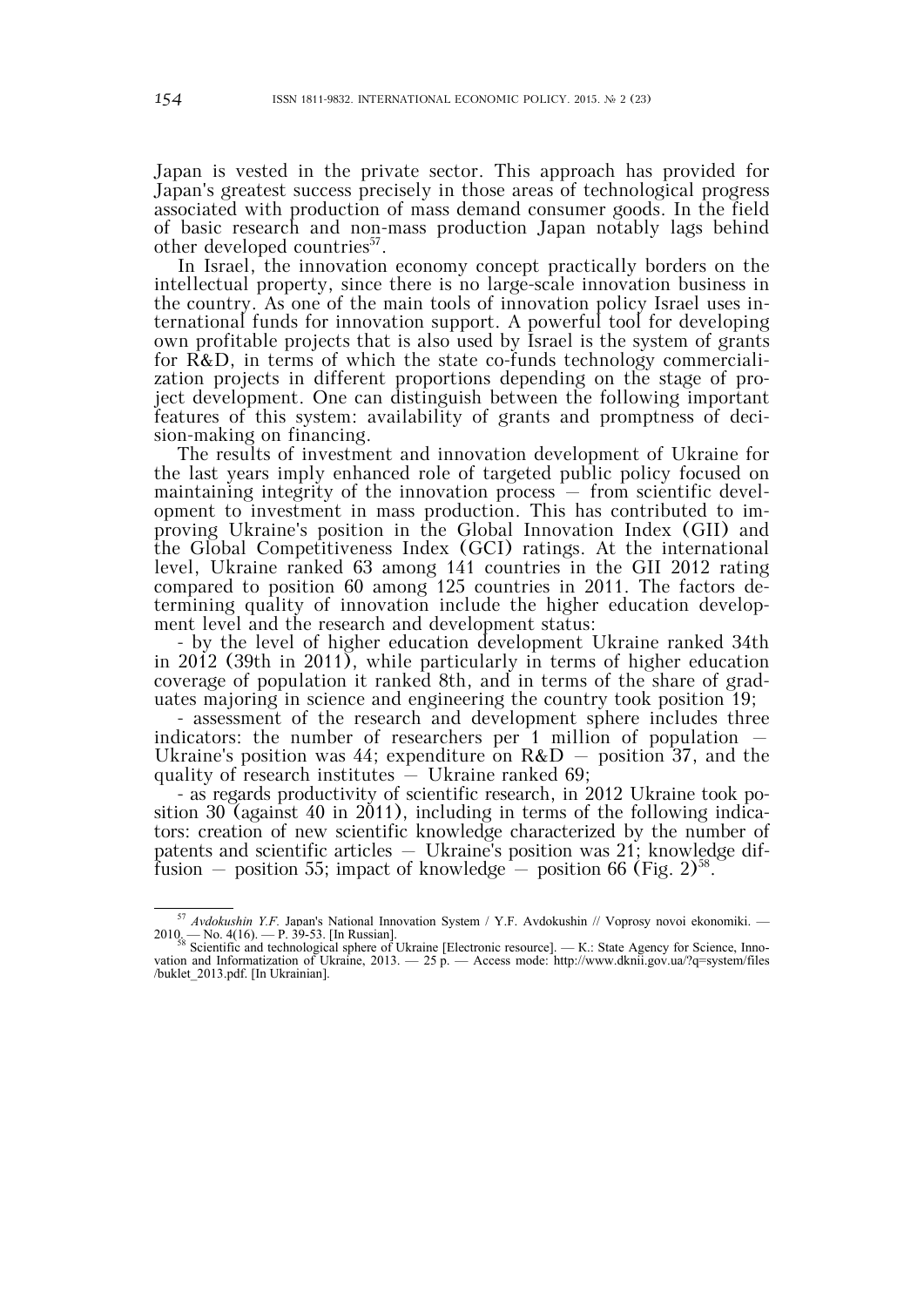Japan is vested in the private sector. This approach has provided for Japan's greatest success precisely in those areas of technological progress associated with production of mass demand consumer goods. In the field of basic research and non-mass production Japan notably lags behind other developed countries[57].

In Israel, the innovation economy concept practically borders on the intellectual property, since there is no large-scale innovation business in the country. As one of the main tools of innovation policy Israel uses international funds for innovation support. A powerful tool for developing own profitable projects that is also used by Israel is the system of grants for R&D, in terms of which the state co-funds technology commercialization projects in different proportions depending on the stage of project development. One can distinguish between the following important features of this system: availability of grants and promptness of decision-making on financing.

The results of investment and innovation development of Ukraine for the last years imply enhanced role of targeted public policy focused on maintaining integrity of the innovation process — from scientific development to investment in mass production. This has contributed to improving Ukraine's position in the Global Innovation Index (GII) and the Global Competitiveness Index (GCI) ratings. At the international level, Ukraine ranked 63 among 141 countries in the GII 2012 rating compared to position 60 among 125 countries in 2011. The factors determining quality of innovation include the higher education development level and the research and development status:

- by the level of higher education development Ukraine ranked 34th in 2012 (39th in 2011), while particularly in terms of higher education coverage of population it ranked 8th, and in terms of the share of graduates majoring in science and engineering the country took position 19;
- assessment of the research and development sphere includes three indicators: the number of researchers per 1 million of population — Ukraine's position was 44; expenditure on R&D — position 37, and the quality of research institutes — Ukraine ranked 69;
- as regards productivity of scientific research, in 2012 Ukraine took position 30 (against 40 in 2011), including in terms of the following indicators: creation of new scientific knowledge characterized by the number of patents and scientific articles — Ukraine's position was 21; knowledge diffusion — position 55; impact of knowledge — position 66 (Fig. 2)[58].

---

[57] *Avdokushin Y.F.* Japan's National Innovation System / Y.F. Avdokushin // Voprosy novoi ekonomiki. — 2010. — No. 4(16). — P. 39-53. [In Russian].

[58] Scientific and technological sphere of Ukraine [Electronic resource]. — K.: State Agency for Science, Innovation and Informatization of Ukraine, 2013. — 25 p. — Access mode: http://www.dknii.gov.ua/?q=system/files/buklet_2013.pdf. [In Ukrainian].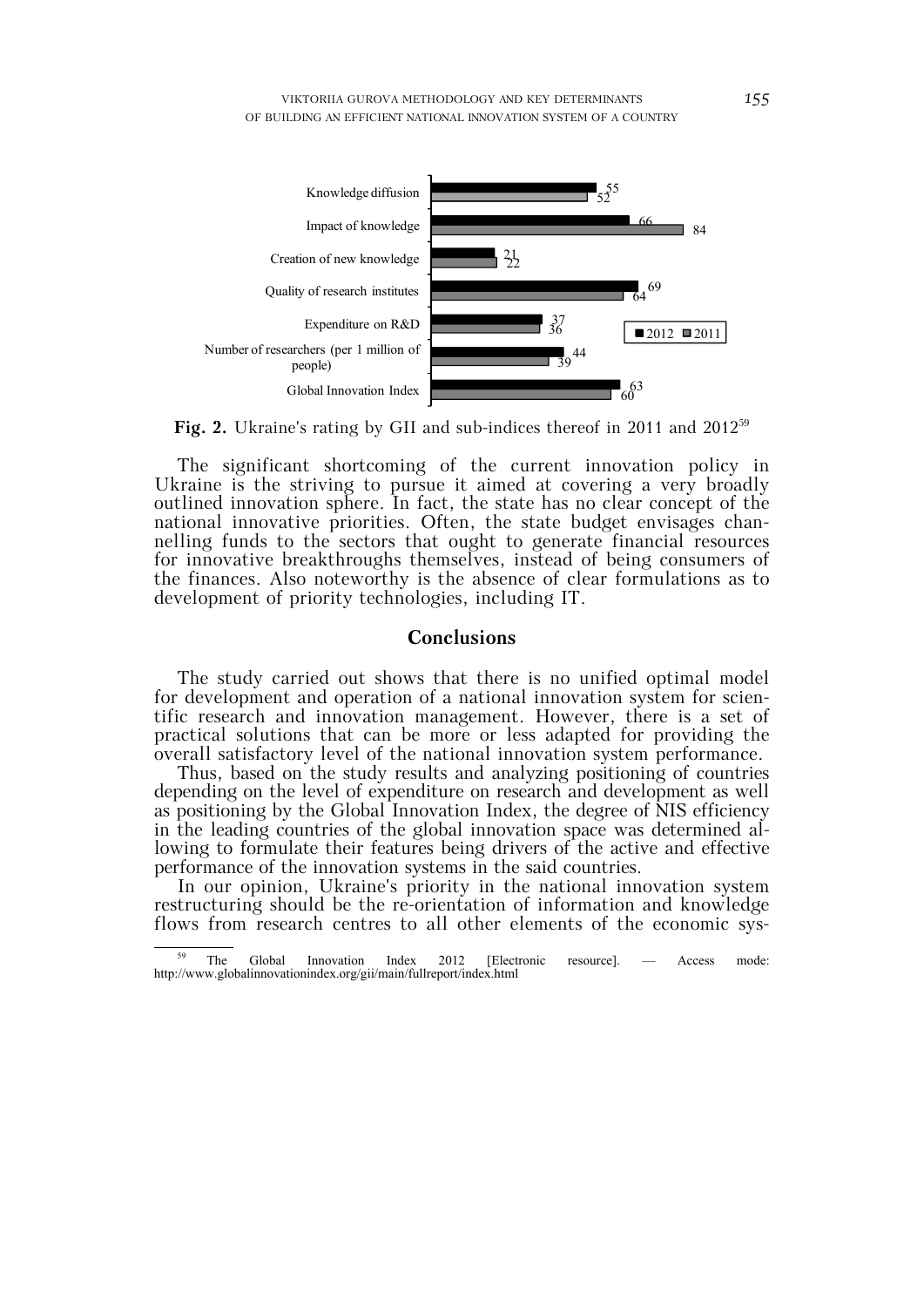| | 2012 | 2011 |
|---|---|---|
| Knowledge diffusion | 55 | 52 |
| Impact of knowledge | 66 | 84 |
| Creation of new knowledge | 21 | 22 |
| Quality of research institutes | 69 | 64 |
| Expenditure on R&D | 37 | 36 |
| Number of researchers (per 1 million of people) | 44 | 39 |
| Global Innovation Index | 63 | 60 |

**Fig. 2.** Ukraine's rating by GII and sub-indices thereof in 2011 and 2012[59]

The significant shortcoming of the current innovation policy in Ukraine is the striving to pursue it aimed at covering a very broadly outlined innovation sphere. In fact, the state has no clear concept of the national innovative priorities. Often, the state budget envisages channelling funds to the sectors that ought to generate financial resources for innovative breakthroughs themselves, instead of being consumers of the finances. Also noteworthy is the absence of clear formulations as to development of priority technologies, including IT.

## Conclusions

The study carried out shows that there is no unified optimal model for development and operation of a national innovation system for scientific research and innovation management. However, there is a set of practical solutions that can be more or less adapted for providing the overall satisfactory level of the national innovation system performance.

Thus, based on the study results and analyzing positioning of countries depending on the level of expenditure on research and development as well as positioning by the Global Innovation Index, the degree of NIS efficiency in the leading countries of the global innovation space was determined allowing to formulate their features being drivers of the active and effective performance of the innovation systems in the said countries.

In our opinion, Ukraine's priority in the national innovation system restructuring should be the re-orientation of information and knowledge flows from research centres to all other elements of the economic sys-

---

[59] The Global Innovation Index 2012 [Electronic resource]. — Access mode: http://www.globalinnovationindex.org/gii/main/fullreport/index.html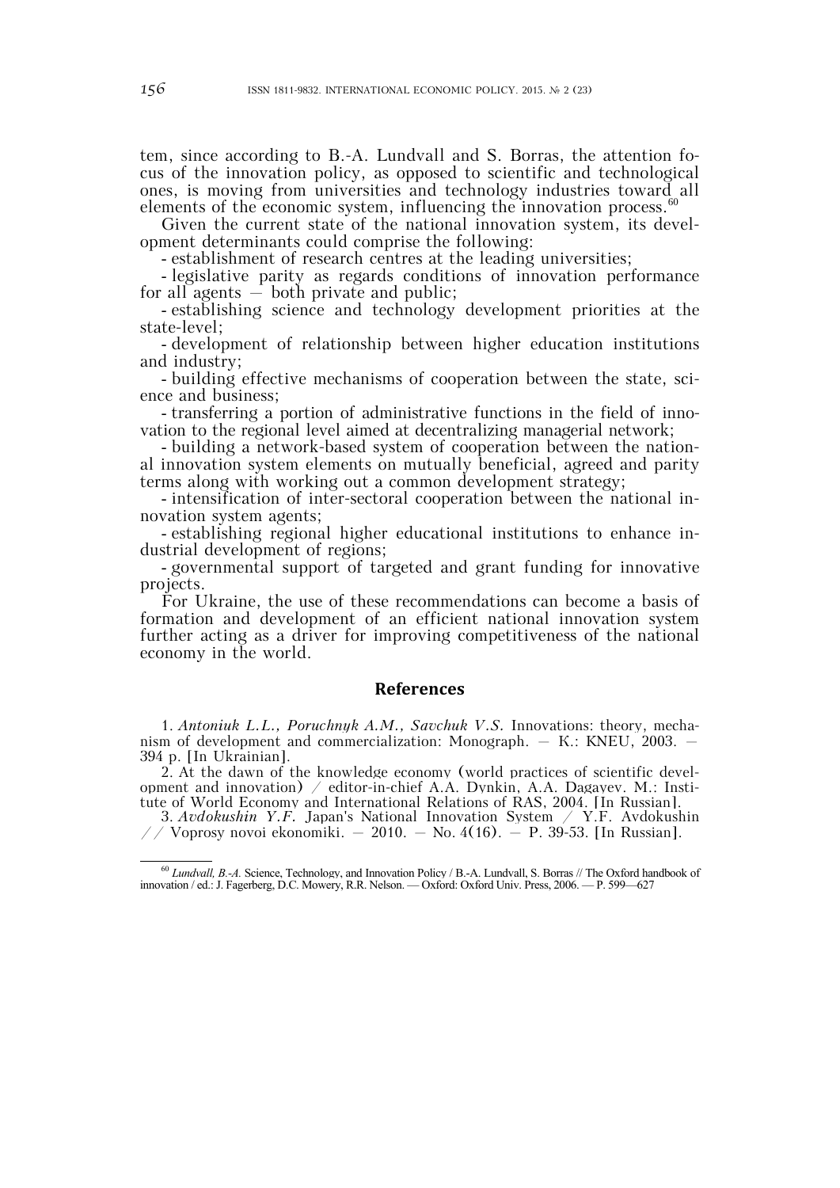tem, since according to B.-A. Lundvall and S. Borras, the attention focus of the innovation policy, as opposed to scientific and technological ones, is moving from universities and technology industries toward all elements of the economic system, influencing the innovation process.[60]

Given the current state of the national innovation system, its development determinants could comprise the following:

- establishment of research centres at the leading universities;
- legislative parity as regards conditions of innovation performance for all agents — both private and public;
- establishing science and technology development priorities at the state-level;
- development of relationship between higher education institutions and industry;
- building effective mechanisms of cooperation between the state, science and business;
- transferring a portion of administrative functions in the field of innovation to the regional level aimed at decentralizing managerial network;
- building a network-based system of cooperation between the national innovation system elements on mutually beneficial, agreed and parity terms along with working out a common development strategy;
- intensification of inter-sectoral cooperation between the national innovation system agents;
- establishing regional higher educational institutions to enhance industrial development of regions;
- governmental support of targeted and grant funding for innovative projects.

For Ukraine, the use of these recommendations can become a basis of formation and development of an efficient national innovation system further acting as a driver for improving competitiveness of the national economy in the world.

## References

1. *Antoniuk L.L., Poruchnyk A.M., Savchuk V.S.* Innovations: theory, mechanism of development and commercialization: Monograph. — K.: KNEU, 2003. — 394 p. [In Ukrainian].

2. At the dawn of the knowledge economy (world practices of scientific development and innovation) / editor-in-chief A.A. Dynkin, A.A. Dagayev. M.: Institute of World Economy and International Relations of RAS, 2004. [In Russian].

3. *Avdokushin Y.F.* Japan's National Innovation System / Y.F. Avdokushin // Voprosy novoi ekonomiki. — 2010. — No. 4(16). — P. 39-53. [In Russian].

---

[60] *Lundvall, B.-A.* Science, Technology, and Innovation Policy / B.-A. Lundvall, S. Borras // The Oxford handbook of innovation / ed.: J. Fagerberg, D.C. Mowery, R.R. Nelson. — Oxford: Oxford Univ. Press, 2006. — P. 599—627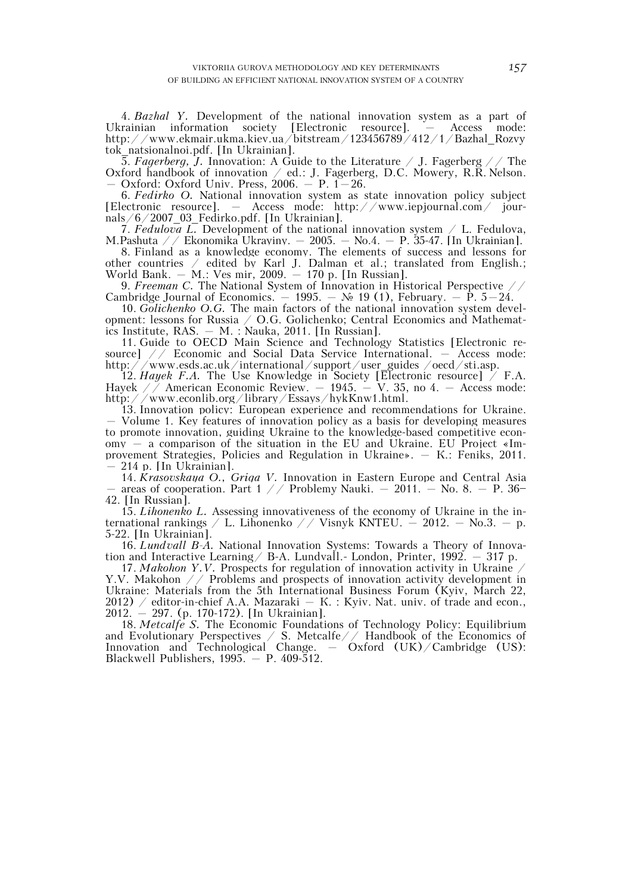4. *Bazhal Y.* Development of the national innovation system as a part of Ukrainian information society [Electronic resource]. — Access mode: http://www.ekmair.ukma.kiev.ua/bitstream/123456789/412/1/Bazhal_Rozvytok_natsionalnoi.pdf. [In Ukrainian].

5. *Fagerberg, J.* Innovation: A Guide to the Literature / J. Fagerberg // The Oxford handbook of innovation / ed.: J. Fagerberg, D.C. Mowery, R.R. Nelson. — Oxford: Oxford Univ. Press, 2006. — P. 1—26.

6. *Fedirko O.* National innovation system as state innovation policy subject [Electronic resource]. — Access mode: http://www.iepjournal.com/ journals/6/2007_03_Fedirko.pdf. [In Ukrainian].

7. *Fedulova L.* Development of the national innovation system / L. Fedulova, M.Pashuta // Ekonomika Ukrayiny. — 2005. — No.4. — P. 35-47. [In Ukrainian].

8. Finland as a knowledge economy. The elements of success and lessons for other countries / edited by Karl J. Dalman et al.; translated from English.; World Bank. — M.: Ves mir, 2009. — 170 p. [In Russian].

9. *Freeman C.* The National System of Innovation in Historical Perspective // Cambridge Journal of Economics. — 1995. — № 19 (1), February. — P. 5—24.

10. *Golichenko O.G.* The main factors of the national innovation system development: lessons for Russia / O.G. Golichenko; Central Economics and Mathematics Institute, RAS. — M. : Nauka, 2011. [In Russian].

11. Guide to OECD Main Science and Technology Statistics [Electronic resource] // Economic and Social Data Service International. — Access mode: http://www.esds.ac.uk/international/support/user_guides /oecd/sti.asp.

12. *Hayek F.A.* The Use Knowledge in Society [Electronic resource] / F.A. Hayek // American Economic Review. — 1945. — V. 35, no 4. — Access mode: http://www.econlib.org/library/Essays/hykKnw1.html.

13. Innovation policy: European experience and recommendations for Ukraine. — Volume 1. Key features of innovation policy as a basis for developing measures to promote innovation, guiding Ukraine to the knowledge-based competitive economy — a comparison of the situation in the EU and Ukraine. EU Project «Improvement Strategies, Policies and Regulation in Ukraine». — K.: Feniks, 2011. — 214 p. [In Ukrainian].

14. *Krasovskaya O., Griga V.* Innovation in Eastern Europe and Central Asia — areas of cooperation. Part 1 // Problemy Nauki. — 2011. — No. 8. — P. 36—42. [In Russian].

15. *Lihonenko L.* Assessing innovativeness of the economy of Ukraine in the international rankings / L. Lihonenko // Visnyk KNTEU. — 2012. — No.3. — p. 5-22. [In Ukrainian].

16. *Lundvall B-A.* National Innovation Systems: Towards a Theory of Innovation and Interactive Learning/ B-A. Lundvall.- London, Printer, 1992. — 317 p.

17. *Makohon Y.V.* Prospects for regulation of innovation activity in Ukraine / Y.V. Makohon // Problems and prospects of innovation activity development in Ukraine: Materials from the 5th International Business Forum (Kyiv, March 22, 2012) / editor-in-chief A.A. Mazaraki — K. : Kyiv. Nat. univ. of trade and econ., 2012. — 297. (p. 170-172). [In Ukrainian].

18. *Metcalfe S.* The Economic Foundations of Technology Policy: Equilibrium and Evolutionary Perspectives / S. Metcalfe// Handbook of the Economics of Innovation and Technological Change. — Oxford (UK)/Cambridge (US): Blackwell Publishers, 1995. — P. 409-512.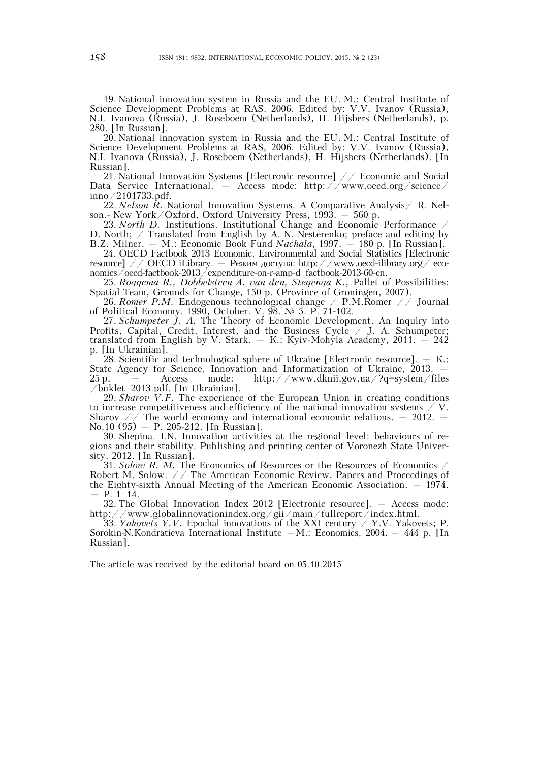19. National innovation system in Russia and the EU. M.: Central Institute of Science Development Problems at RAS, 2006. Edited by: V.V. Ivanov (Russia), N.I. Ivanova (Russia), J. Roseboem (Netherlands), H. Hijsbers (Netherlands), p. 280. [In Russian].

20. National innovation system in Russia and the EU. M.: Central Institute of Science Development Problems at RAS, 2006. Edited by: V.V. Ivanov (Russia), N.I. Ivanova (Russia), J. Roseboem (Netherlands), H. Hijsbers (Netherlands). [In Russian].

21. National Innovation Systems [Electronic resource] // Economic and Social Data Service International. — Access mode: http://www.oecd.org/science/inno/2101733.pdf.

22. *Nelson R.* National Innovation Systems. A Comparative Analysis/ R. Nelson.- New York/Oxford, Oxford University Press, 1993. — 560 p.

23. *North D.* Institutions, Institutional Change and Economic Performance / D. North; / Translated from English by A. N. Nesterenko; preface and editing by B.Z. Milner. — M.: Economic Book Fund *Nachala*, 1997. — 180 p. [In Russian].

24. OECD Factbook 2013 Economic, Environmental and Social Statistics [Electronic resource] // OECD iLibrary. — Режим доступа: http://www.oecd-ilibrary.org/economics/oecd-factbook-2013/expenditure-on-r-amp-d_factbook-2013-60-en.

25. *Roggema R., Dobbelsteen A. van den, Stegenga K.*, Pallet of Possibilities: Spatial Team, Grounds for Change, 150 p. (Province of Groningen, 2007).

26. *Romer P.M.* Endogenous technological change / P.M.Romer // Journal of Political Economy. 1990, October. V. 98. № 5. P. 71-102.

27. *Schumpeter J. A.* The Theory of Economic Development. An Inquiry into Profits, Capital, Credit, Interest, and the Business Cycle / J. A. Schumpeter; translated from English by V. Stark. — K.: Kyiv-Mohyla Academy, 2011. — 242 p. [In Ukrainian].

28. Scientific and technological sphere of Ukraine [Electronic resource]. — K.: State Agency for Science, Innovation and Informatization of Ukraine, 2013. — 25 p. — Access mode: http://www.dknii.gov.ua/?q=system/files/buklet_2013.pdf. [In Ukrainian].

29. *Sharov V.F.* The experience of the European Union in creating conditions to increase competitiveness and efficiency of the national innovation systems / V. Sharov // The world economy and international economic relations. — 2012. — No.10 (95) — P. 205-212. [In Russian].

30. Shepina. I.N. Innovation activities at the regional level: behaviours of regions and their stability. Publishing and printing center of Voronezh State University, 2012. [In Russian].

31. *Solow R. M.* The Economics of Resources or the Resources of Economics / Robert M. Solow. // The American Economic Review, Papers and Proceedings of the Eighty-sixth Annual Meeting of the American Economic Association. — 1974. — P. 1–14.

32. The Global Innovation Index 2012 [Electronic resource]. — Access mode: http://www.globalinnovationindex.org/gii/main/fullreport/index.html.

33. *Yakovets Y.V.* Epochal innovations of the XXI century / Y.V. Yakovets; P. Sorokin-N.Kondratieva International Institute —M.: Economics, 2004. — 444 p. [In Russian].

The article was received by the editorial board on 05.10.2015